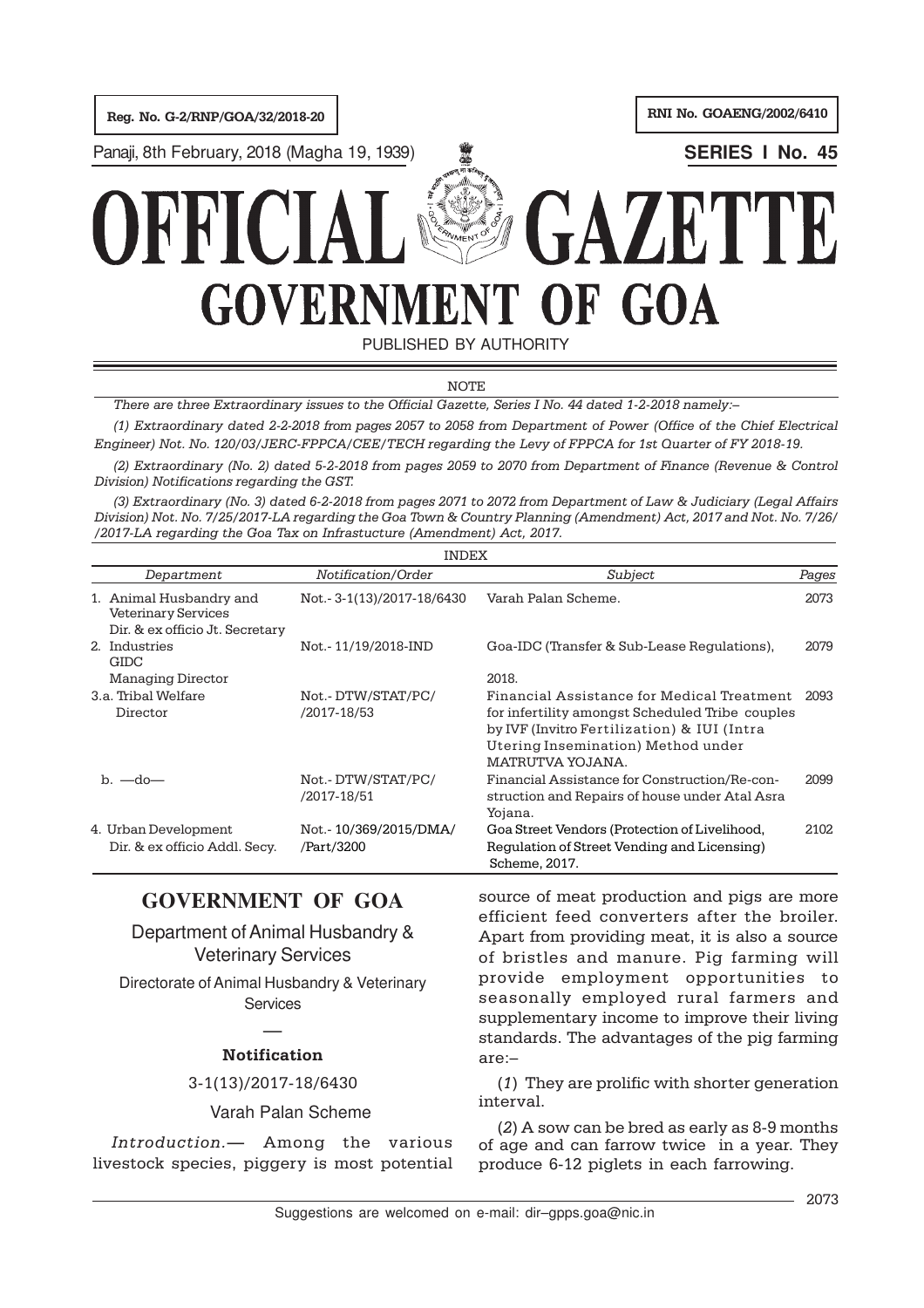Reg. No. G-2/RNP/GOA/32/2018-20

RNI No. GOAENG/2002/6410

Panaji, 8th February, 2018 (Magha 19, 1939)

**SERIES I No. 45**

# OFFICIAL GAZETTE
# GOVERNMENT OF GOA

PUBLISHED BY AUTHORITY

NOTE

*There are three Extraordinary issues to the Official Gazette, Series I No. 44 dated 1-2-2018 namely:–*

*(1) Extraordinary dated 2-2-2018 from pages 2057 to 2058 from Department of Power (Office of the Chief Electrical Engineer) Not. No. 120/03/JERC-FPPCA/CEE/TECH regarding the Levy of FPPCA for 1st Quarter of FY 2018-19.*

*(2) Extraordinary (No. 2) dated 5-2-2018 from pages 2059 to 2070 from Department of Finance (Revenue & Control Division) Notifications regarding the GST.*

*(3) Extraordinary (No. 3) dated 6-2-2018 from pages 2071 to 2072 from Department of Law & Judiciary (Legal Affairs Division) Not. No. 7/25/2017-LA regarding the Goa Town & Country Planning (Amendment) Act, 2017 and Not. No. 7/26/ /2017-LA regarding the Goa Tax on Infrastucture (Amendment) Act, 2017.*

INDEX

| Department | Notification/Order | Subject | Pages |
|---|---|---|---|
| 1. Animal Husbandry and Veterinary Services Dir. & ex officio Jt. Secretary | Not.- 3-1(13)/2017-18/6430 | Varah Palan Scheme. | 2073 |
| 2. Industries GIDC Managing Director | Not.- 11/19/2018-IND | Goa-IDC (Transfer & Sub-Lease Regulations), 2018. | 2079 |
| 3.a. Tribal Welfare Director | Not.- DTW/STAT/PC/ /2017-18/53 | Financial Assistance for Medical Treatment for infertility amongst Scheduled Tribe couples by IVF (Invitro Fertilization) & IUI (Intra Utering Insemination) Method under MATRUTVA YOJANA. | 2093 |
| b. —do— | Not.- DTW/STAT/PC/ /2017-18/51 | Financial Assistance for Construction/Re-construction and Repairs of house under Atal Asra Yojana. | 2099 |
| 4. Urban Development Dir. & ex officio Addl. Secy. | Not.- 10/369/2015/DMA/ /Part/3200 | Goa Street Vendors (Protection of Livelihood, Regulation of Street Vending and Licensing) Scheme, 2017. | 2102 |

## GOVERNMENT OF GOA

Department of Animal Husbandry & Veterinary Services

Directorate of Animal Husbandry & Veterinary Services

—

**Notification**

3-1(13)/2017-18/6430

Varah Palan Scheme

*Introduction.*— Among the various livestock species, piggery is most potential source of meat production and pigs are more efficient feed converters after the broiler. Apart from providing meat, it is also a source of bristles and manure. Pig farming will provide employment opportunities to seasonally employed rural farmers and supplementary income to improve their living standards. The advantages of the pig farming are:–

(*1*) They are prolific with shorter generation interval.

(*2*) A sow can be bred as early as 8-9 months of age and can farrow twice in a year. They produce 6-12 piglets in each farrowing.

Suggestions are welcomed on e-mail: dir–gpps.goa@nic.in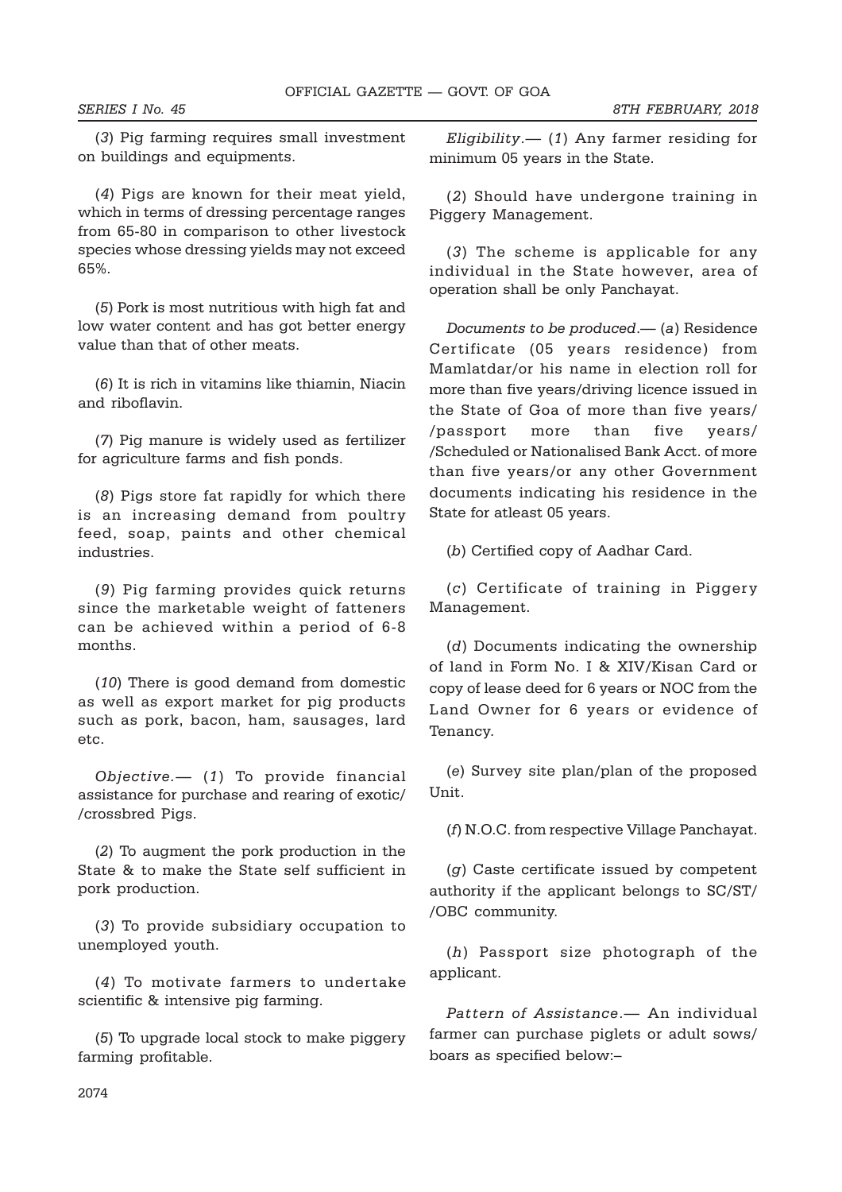(*3*) Pig farming requires small investment on buildings and equipments.

(*4*) Pigs are known for their meat yield, which in terms of dressing percentage ranges from 65-80 in comparison to other livestock species whose dressing yields may not exceed 65%.

(*5*) Pork is most nutritious with high fat and low water content and has got better energy value than that of other meats.

(*6*) It is rich in vitamins like thiamin, Niacin and riboflavin.

(*7*) Pig manure is widely used as fertilizer for agriculture farms and fish ponds.

(*8*) Pigs store fat rapidly for which there is an increasing demand from poultry feed, soap, paints and other chemical industries.

(*9*) Pig farming provides quick returns since the marketable weight of fatteners can be achieved within a period of 6-8 months.

(*10*) There is good demand from domestic as well as export market for pig products such as pork, bacon, ham, sausages, lard etc.

*Objective.*— (*1*) To provide financial assistance for purchase and rearing of exotic/ /crossbred Pigs.

(*2*) To augment the pork production in the State & to make the State self sufficient in pork production.

(*3*) To provide subsidiary occupation to unemployed youth.

(*4*) To motivate farmers to undertake scientific & intensive pig farming.

(*5*) To upgrade local stock to make piggery farming profitable.

*Eligibility*.— (*1*) Any farmer residing for minimum 05 years in the State.

(*2*) Should have undergone training in Piggery Management.

(*3*) The scheme is applicable for any individual in the State however, area of operation shall be only Panchayat.

*Documents to be produced*.— (*a*) Residence Certificate (05 years residence) from Mamlatdar/or his name in election roll for more than five years/driving licence issued in the State of Goa of more than five years/ /passport more than five years/ /Scheduled or Nationalised Bank Acct. of more than five years/or any other Government documents indicating his residence in the State for atleast 05 years.

(*b*) Certified copy of Aadhar Card.

(*c*) Certificate of training in Piggery Management.

(*d*) Documents indicating the ownership of land in Form No. I & XIV/Kisan Card or copy of lease deed for 6 years or NOC from the Land Owner for 6 years or evidence of Tenancy.

(*e*) Survey site plan/plan of the proposed Unit.

(*f*) N.O.C. from respective Village Panchayat.

(*g*) Caste certificate issued by competent authority if the applicant belongs to SC/ST/ /OBC community.

(*h*) Passport size photograph of the applicant.

*Pattern of Assistance*.— An individual farmer can purchase piglets or adult sows/ boars as specified below:–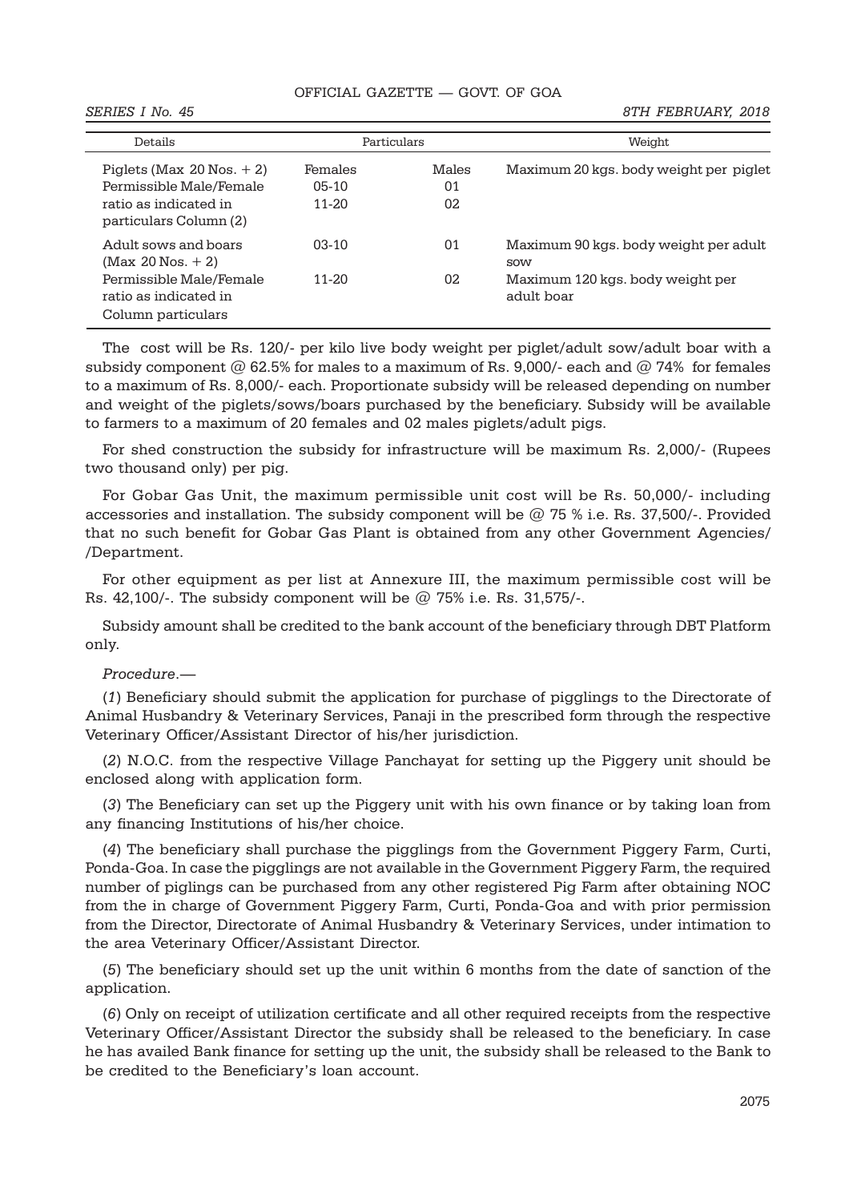| Details | Particulars | | Weight |
|---|---|---|---|
| Piglets (Max 20 Nos. + 2) Permissible Male/Female ratio as indicated in particulars Column (2) | Females<br>05-10<br>11-20 | Males<br>01<br>02 | Maximum 20 kgs. body weight per piglet |
| Adult sows and boars (Max 20 Nos. + 2) Permissible Male/Female ratio as indicated in Column particulars | 03-10<br>11-20 | 01<br>02 | Maximum 90 kgs. body weight per adult sow<br>Maximum 120 kgs. body weight per adult boar |

The cost will be Rs. 120/- per kilo live body weight per piglet/adult sow/adult boar with a subsidy component @ 62.5% for males to a maximum of Rs. 9,000/- each and @ 74% for females to a maximum of Rs. 8,000/- each. Proportionate subsidy will be released depending on number and weight of the piglets/sows/boars purchased by the beneficiary. Subsidy will be available to farmers to a maximum of 20 females and 02 males piglets/adult pigs.

For shed construction the subsidy for infrastructure will be maximum Rs. 2,000/- (Rupees two thousand only) per pig.

For Gobar Gas Unit, the maximum permissible unit cost will be Rs. 50,000/- including accessories and installation. The subsidy component will be @ 75 % i.e. Rs. 37,500/-. Provided that no such benefit for Gobar Gas Plant is obtained from any other Government Agencies/ /Department.

For other equipment as per list at Annexure III, the maximum permissible cost will be Rs. 42,100/-. The subsidy component will be @ 75% i.e. Rs. 31,575/-.

Subsidy amount shall be credited to the bank account of the beneficiary through DBT Platform only.

*Procedure*.—

(*1*) Beneficiary should submit the application for purchase of pigglings to the Directorate of Animal Husbandry & Veterinary Services, Panaji in the prescribed form through the respective Veterinary Officer/Assistant Director of his/her jurisdiction.

(*2*) N.O.C. from the respective Village Panchayat for setting up the Piggery unit should be enclosed along with application form.

(*3*) The Beneficiary can set up the Piggery unit with his own finance or by taking loan from any financing Institutions of his/her choice.

(*4*) The beneficiary shall purchase the pigglings from the Government Piggery Farm, Curti, Ponda-Goa. In case the pigglings are not available in the Government Piggery Farm, the required number of piglings can be purchased from any other registered Pig Farm after obtaining NOC from the in charge of Government Piggery Farm, Curti, Ponda-Goa and with prior permission from the Director, Directorate of Animal Husbandry & Veterinary Services, under intimation to the area Veterinary Officer/Assistant Director.

(*5*) The beneficiary should set up the unit within 6 months from the date of sanction of the application.

(*6*) Only on receipt of utilization certificate and all other required receipts from the respective Veterinary Officer/Assistant Director the subsidy shall be released to the beneficiary. In case he has availed Bank finance for setting up the unit, the subsidy shall be released to the Bank to be credited to the Beneficiary's loan account.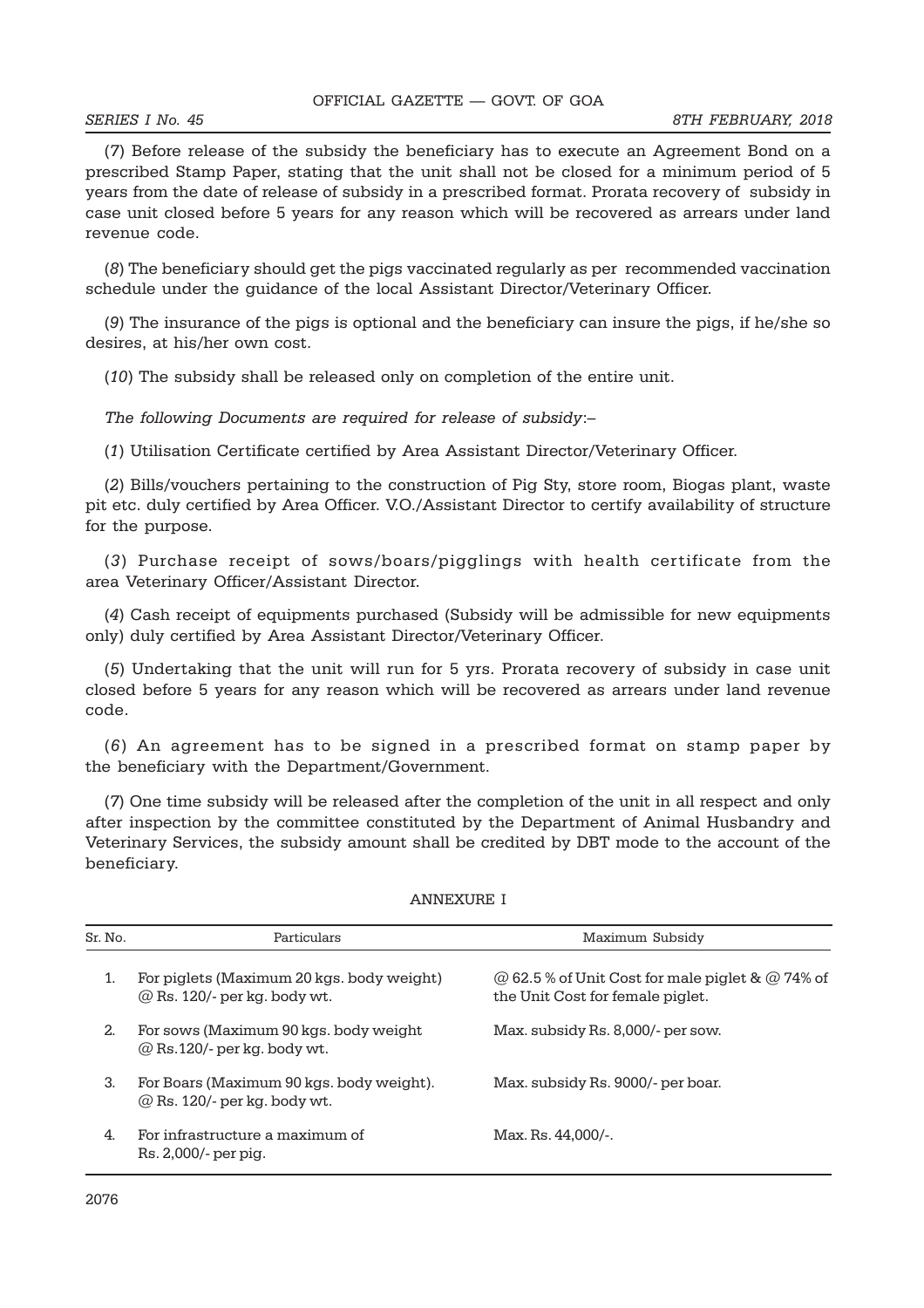(*7*) Before release of the subsidy the beneficiary has to execute an Agreement Bond on a prescribed Stamp Paper, stating that the unit shall not be closed for a minimum period of 5 years from the date of release of subsidy in a prescribed format. Prorata recovery of subsidy in case unit closed before 5 years for any reason which will be recovered as arrears under land revenue code.

(*8*) The beneficiary should get the pigs vaccinated regularly as per recommended vaccination schedule under the guidance of the local Assistant Director/Veterinary Officer.

(*9*) The insurance of the pigs is optional and the beneficiary can insure the pigs, if he/she so desires, at his/her own cost.

(*10*) The subsidy shall be released only on completion of the entire unit.

*The following Documents are required for release of subsidy*:–

(*1*) Utilisation Certificate certified by Area Assistant Director/Veterinary Officer.

(*2*) Bills/vouchers pertaining to the construction of Pig Sty, store room, Biogas plant, waste pit etc. duly certified by Area Officer. V.O./Assistant Director to certify availability of structure for the purpose.

(*3*) Purchase receipt of sows/boars/pigglings with health certificate from the area Veterinary Officer/Assistant Director.

(*4*) Cash receipt of equipments purchased (Subsidy will be admissible for new equipments only) duly certified by Area Assistant Director/Veterinary Officer.

(*5*) Undertaking that the unit will run for 5 yrs. Prorata recovery of subsidy in case unit closed before 5 years for any reason which will be recovered as arrears under land revenue code.

(*6*) An agreement has to be signed in a prescribed format on stamp paper by the beneficiary with the Department/Government.

(*7*) One time subsidy will be released after the completion of the unit in all respect and only after inspection by the committee constituted by the Department of Animal Husbandry and Veterinary Services, the subsidy amount shall be credited by DBT mode to the account of the beneficiary.

ANNEXURE I

| Sr. No. | Particulars | Maximum Subsidy |
|---|---|---|
| 1. | For piglets (Maximum 20 kgs. body weight) @ Rs. 120/- per kg. body wt. | @ 62.5 % of Unit Cost for male piglet & @ 74% of the Unit Cost for female piglet. |
| 2. | For sows (Maximum 90 kgs. body weight @ Rs.120/- per kg. body wt. | Max. subsidy Rs. 8,000/- per sow. |
| 3. | For Boars (Maximum 90 kgs. body weight). @ Rs. 120/- per kg. body wt. | Max. subsidy Rs. 9000/- per boar. |
| 4. | For infrastructure a maximum of Rs. 2,000/- per pig. | Max. Rs. 44,000/-. |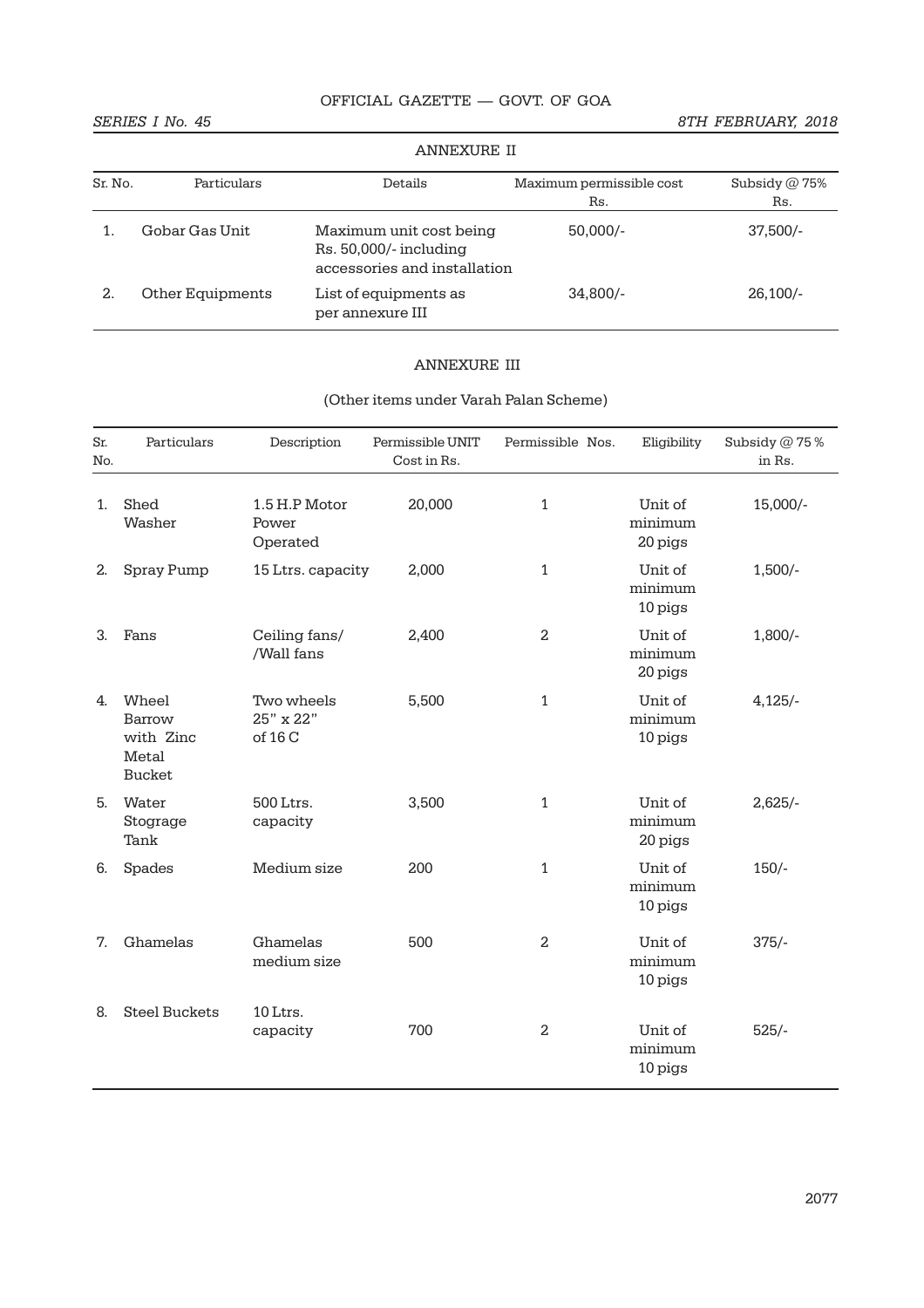## ANNEXURE II

| Sr. No. | Particulars | Details | Maximum permissible cost Rs. | Subsidy @ 75% Rs. |
|---|---|---|---|---|
| 1. | Gobar Gas Unit | Maximum unit cost being Rs. 50,000/- including accessories and installation | 50,000/- | 37,500/- |
| 2. | Other Equipments | List of equipments as per annexure III | 34,800/- | 26,100/- |

## ANNEXURE III

(Other items under Varah Palan Scheme)

| Sr. No. | Particulars | Description | Permissible UNIT Cost in Rs. | Permissible Nos. | Eligibility | Subsidy @ 75 % in Rs. |
|---|---|---|---|---|---|---|
| 1. | Shed Washer | 1.5 H.P Motor Power Operated | 20,000 | 1 | Unit of minimum 20 pigs | 15,000/- |
| 2. | Spray Pump | 15 Ltrs. capacity | 2,000 | 1 | Unit of minimum 10 pigs | 1,500/- |
| 3. | Fans | Ceiling fans/ /Wall fans | 2,400 | 2 | Unit of minimum 20 pigs | 1,800/- |
| 4. | Wheel Barrow with Zinc Metal Bucket | Two wheels 25" x 22" of 16 C | 5,500 | 1 | Unit of minimum 10 pigs | 4,125/- |
| 5. | Water Stograge Tank | 500 Ltrs. capacity | 3,500 | 1 | Unit of minimum 20 pigs | 2,625/- |
| 6. | Spades | Medium size | 200 | 1 | Unit of minimum 10 pigs | 150/- |
| 7. | Ghamelas | Ghamelas medium size | 500 | 2 | Unit of minimum 10 pigs | 375/- |
| 8. | Steel Buckets | 10 Ltrs. capacity | 700 | 2 | Unit of minimum 10 pigs | 525/- |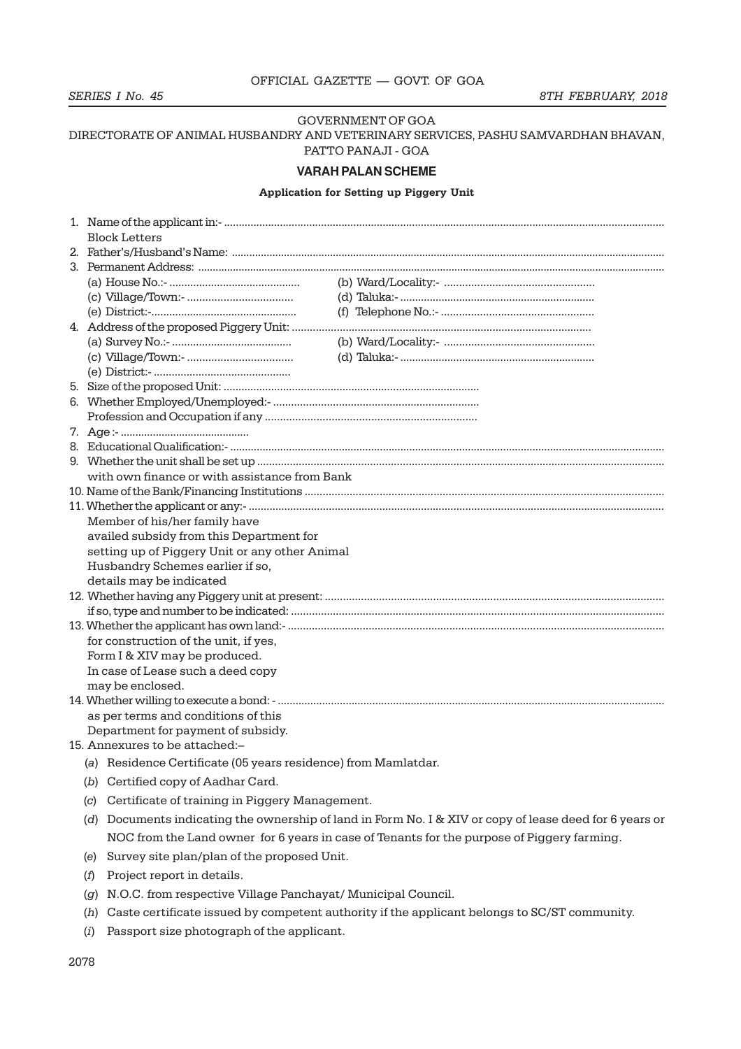GOVERNMENT OF GOA

DIRECTORATE OF ANIMAL HUSBANDRY AND VETERINARY SERVICES, PASHU SAMVARDHAN BHAVAN, PATTO PANAJI - GOA

## VARAH PALAN SCHEME

### Application for Setting up Piggery Unit

1. Name of the applicant in:- ..........
   Block Letters
2. Father's/Husband's Name: ..........
3. Permanent Address: ..........
   (a) House No.:- .......... (b) Ward/Locality:- ..........
   (c) Village/Town:- .......... (d) Taluka:- ..........
   (e) District:- .......... (f) Telephone No.:- ..........
4. Address of the proposed Piggery Unit: ..........
   (a) Survey No.:- .......... (b) Ward/Locality:- ..........
   (c) Village/Town:- .......... (d) Taluka:- ..........
   (e) District:- ..........
5. Size of the proposed Unit: ..........
6. Whether Employed/Unemployed:- ..........
   Profession and Occupation if any ..........
7. Age :- ..........
8. Educational Qualification:- ..........
9. Whether the unit shall be set up ..........
   with own finance or with assistance from Bank
10. Name of the Bank/Financing Institutions ..........
11. Whether the applicant or any:- ..........
    Member of his/her family have availed subsidy from this Department for setting up of Piggery Unit or any other Animal Husbandry Schemes earlier if so, details may be indicated
12. Whether having any Piggery unit at present: ..........
    if so, type and number to be indicated: ..........
13. Whether the applicant has own land:- ..........
    for construction of the unit, if yes, Form I & XIV may be produced. In case of Lease such a deed copy may be enclosed.
14. Whether willing to execute a bond: - ..........
    as per terms and conditions of this Department for payment of subsidy.
15. Annexures to be attached:–
    (*a*) Residence Certificate (05 years residence) from Mamlatdar.
    (*b*) Certified copy of Aadhar Card.
    (*c*) Certificate of training in Piggery Management.
    (*d*) Documents indicating the ownership of land in Form No. I & XIV or copy of lease deed for 6 years or NOC from the Land owner for 6 years in case of Tenants for the purpose of Piggery farming.
    (*e*) Survey site plan/plan of the proposed Unit.
    (*f*) Project report in details.
    (*g*) N.O.C. from respective Village Panchayat/ Municipal Council.
    (*h*) Caste certificate issued by competent authority if the applicant belongs to SC/ST community.
    (*i*) Passport size photograph of the applicant.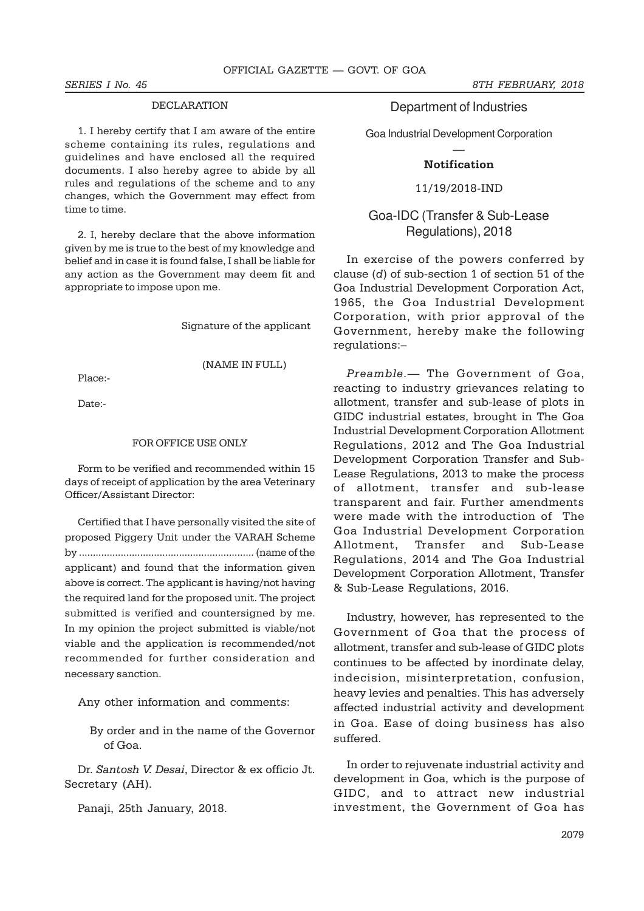DECLARATION

1. I hereby certify that I am aware of the entire scheme containing its rules, regulations and guidelines and have enclosed all the required documents. I also hereby agree to abide by all rules and regulations of the scheme and to any changes, which the Government may effect from time to time.

2. I, hereby declare that the above information given by me is true to the best of my knowledge and belief and in case it is found false, I shall be liable for any action as the Government may deem fit and appropriate to impose upon me.

Signature of the applicant

(NAME IN FULL)

Place:-

Date:-

FOR OFFICE USE ONLY

Form to be verified and recommended within 15 days of receipt of application by the area Veterinary Officer/Assistant Director:

Certified that I have personally visited the site of proposed Piggery Unit under the VARAH Scheme by ............................................................... (name of the applicant) and found that the information given above is correct. The applicant is having/not having the required land for the proposed unit. The project submitted is verified and countersigned by me. In my opinion the project submitted is viable/not viable and the application is recommended/not recommended for further consideration and necessary sanction.

Any other information and comments:

By order and in the name of the Governor of Goa.

Dr. *Santosh V. Desai*, Director & ex officio Jt. Secretary (AH).

Panaji, 25th January, 2018.

## Department of Industries

Goa Industrial Development Corporation

—

**Notification**

11/19/2018-IND

### Goa-IDC (Transfer & Sub-Lease Regulations), 2018

In exercise of the powers conferred by clause (*d*) of sub-section 1 of section 51 of the Goa Industrial Development Corporation Act, 1965, the Goa Industrial Development Corporation, with prior approval of the Government, hereby make the following regulations:–

*Preamble*.— The Government of Goa, reacting to industry grievances relating to allotment, transfer and sub-lease of plots in GIDC industrial estates, brought in The Goa Industrial Development Corporation Allotment Regulations, 2012 and The Goa Industrial Development Corporation Transfer and Sub-Lease Regulations, 2013 to make the process of allotment, transfer and sub-lease transparent and fair. Further amendments were made with the introduction of The Goa Industrial Development Corporation Allotment, Transfer and Sub-Lease Regulations, 2014 and The Goa Industrial Development Corporation Allotment, Transfer & Sub-Lease Regulations, 2016.

Industry, however, has represented to the Government of Goa that the process of allotment, transfer and sub-lease of GIDC plots continues to be affected by inordinate delay, indecision, misinterpretation, confusion, heavy levies and penalties. This has adversely affected industrial activity and development in Goa. Ease of doing business has also suffered.

In order to rejuvenate industrial activity and development in Goa, which is the purpose of GIDC, and to attract new industrial investment, the Government of Goa has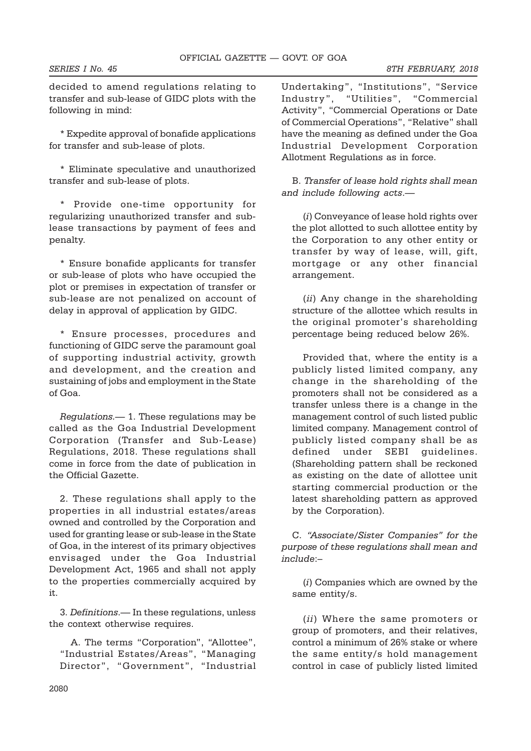decided to amend regulations relating to transfer and sub-lease of GIDC plots with the following in mind:

* Expedite approval of bonafide applications for transfer and sub-lease of plots.

* Eliminate speculative and unauthorized transfer and sub-lease of plots.

* Provide one-time opportunity for regularizing unauthorized transfer and sub-lease transactions by payment of fees and penalty.

* Ensure bonafide applicants for transfer or sub-lease of plots who have occupied the plot or premises in expectation of transfer or sub-lease are not penalized on account of delay in approval of application by GIDC.

* Ensure processes, procedures and functioning of GIDC serve the paramount goal of supporting industrial activity, growth and development, and the creation and sustaining of jobs and employment in the State of Goa.

*Regulations*.— 1. These regulations may be called as the Goa Industrial Development Corporation (Transfer and Sub-Lease) Regulations, 2018. These regulations shall come in force from the date of publication in the Official Gazette.

2. These regulations shall apply to the properties in all industrial estates/areas owned and controlled by the Corporation and used for granting lease or sub-lease in the State of Goa, in the interest of its primary objectives envisaged under the Goa Industrial Development Act, 1965 and shall not apply to the properties commercially acquired by it.

3. *Definitions*.— In these regulations, unless the context otherwise requires.

A. The terms "Corporation", "Allottee", "Industrial Estates/Areas", "Managing Director", "Government", "Industrial Undertaking", "Institutions", "Service Industry", "Utilities", "Commercial Activity", "Commercial Operations or Date of Commercial Operations", "Relative" shall have the meaning as defined under the Goa Industrial Development Corporation Allotment Regulations as in force.

B. *Transfer of lease hold rights shall mean and include following acts*.—

(*i*) Conveyance of lease hold rights over the plot allotted to such allottee entity by the Corporation to any other entity or transfer by way of lease, will, gift, mortgage or any other financial arrangement.

(*ii*) Any change in the shareholding structure of the allottee which results in the original promoter's shareholding percentage being reduced below 26%.

Provided that, where the entity is a publicly listed limited company, any change in the shareholding of the promoters shall not be considered as a transfer unless there is a change in the management control of such listed public limited company. Management control of publicly listed company shall be as defined under SEBI guidelines. (Shareholding pattern shall be reckoned as existing on the date of allottee unit starting commercial production or the latest shareholding pattern as approved by the Corporation).

C. *"Associate/Sister Companies" for the purpose of these regulations shall mean and include*:–

(*i*) Companies which are owned by the same entity/s.

(*ii*) Where the same promoters or group of promoters, and their relatives, control a minimum of 26% stake or where the same entity/s hold management control in case of publicly listed limited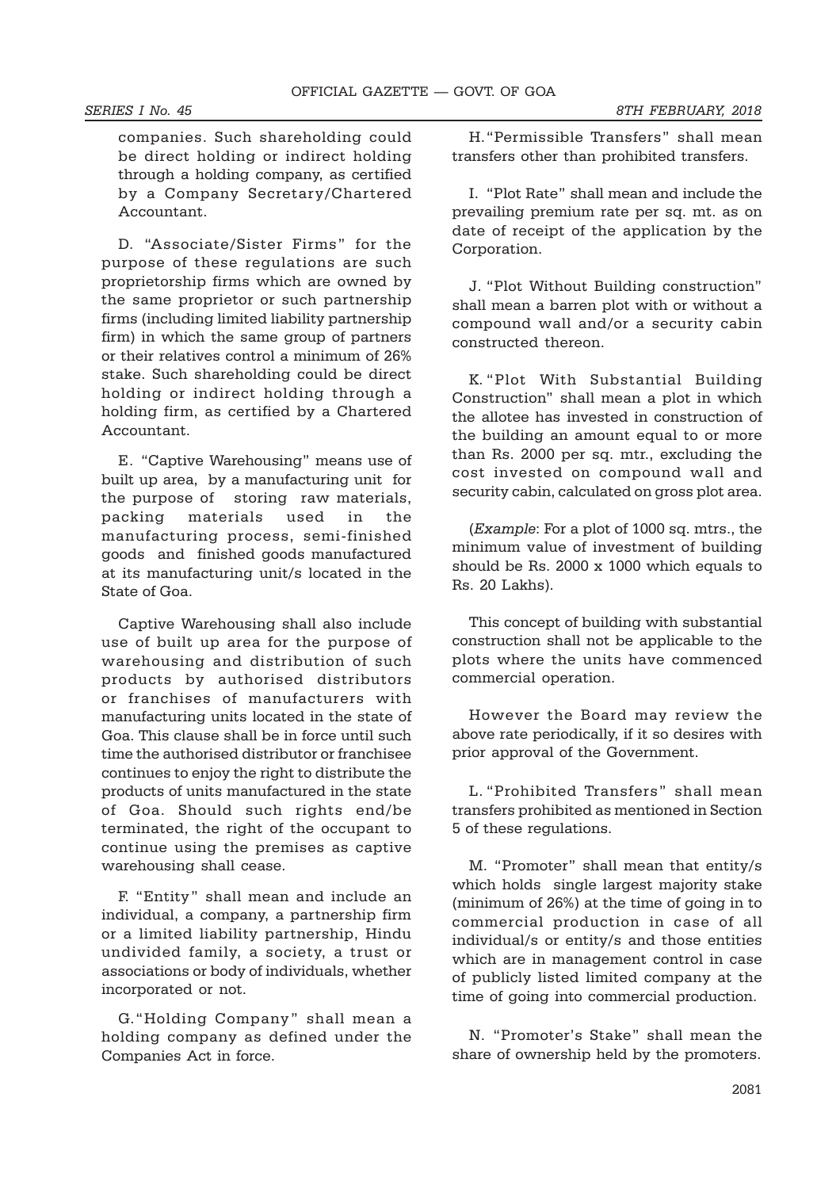companies. Such shareholding could be direct holding or indirect holding through a holding company, as certified by a Company Secretary/Chartered Accountant.

D. "Associate/Sister Firms" for the purpose of these regulations are such proprietorship firms which are owned by the same proprietor or such partnership firms (including limited liability partnership firm) in which the same group of partners or their relatives control a minimum of 26% stake. Such shareholding could be direct holding or indirect holding through a holding firm, as certified by a Chartered Accountant.

E. "Captive Warehousing" means use of built up area, by a manufacturing unit for the purpose of storing raw materials, packing materials used in the manufacturing process, semi-finished goods and finished goods manufactured at its manufacturing unit/s located in the State of Goa.

Captive Warehousing shall also include use of built up area for the purpose of warehousing and distribution of such products by authorised distributors or franchises of manufacturers with manufacturing units located in the state of Goa. This clause shall be in force until such time the authorised distributor or franchisee continues to enjoy the right to distribute the products of units manufactured in the state of Goa. Should such rights end/be terminated, the right of the occupant to continue using the premises as captive warehousing shall cease.

F. "Entity" shall mean and include an individual, a company, a partnership firm or a limited liability partnership, Hindu undivided family, a society, a trust or associations or body of individuals, whether incorporated or not.

G. "Holding Company" shall mean a holding company as defined under the Companies Act in force.

H. "Permissible Transfers" shall mean transfers other than prohibited transfers.

I. "Plot Rate" shall mean and include the prevailing premium rate per sq. mt. as on date of receipt of the application by the Corporation.

J. "Plot Without Building construction" shall mean a barren plot with or without a compound wall and/or a security cabin constructed thereon.

K. "Plot With Substantial Building Construction" shall mean a plot in which the allotee has invested in construction of the building an amount equal to or more than Rs. 2000 per sq. mtr., excluding the cost invested on compound wall and security cabin, calculated on gross plot area.

(*Example*: For a plot of 1000 sq. mtrs., the minimum value of investment of building should be Rs. 2000 x 1000 which equals to Rs. 20 Lakhs).

This concept of building with substantial construction shall not be applicable to the plots where the units have commenced commercial operation.

However the Board may review the above rate periodically, if it so desires with prior approval of the Government.

L. "Prohibited Transfers" shall mean transfers prohibited as mentioned in Section 5 of these regulations.

M. "Promoter" shall mean that entity/s which holds single largest majority stake (minimum of 26%) at the time of going in to commercial production in case of all individual/s or entity/s and those entities which are in management control in case of publicly listed limited company at the time of going into commercial production.

N. "Promoter's Stake" shall mean the share of ownership held by the promoters.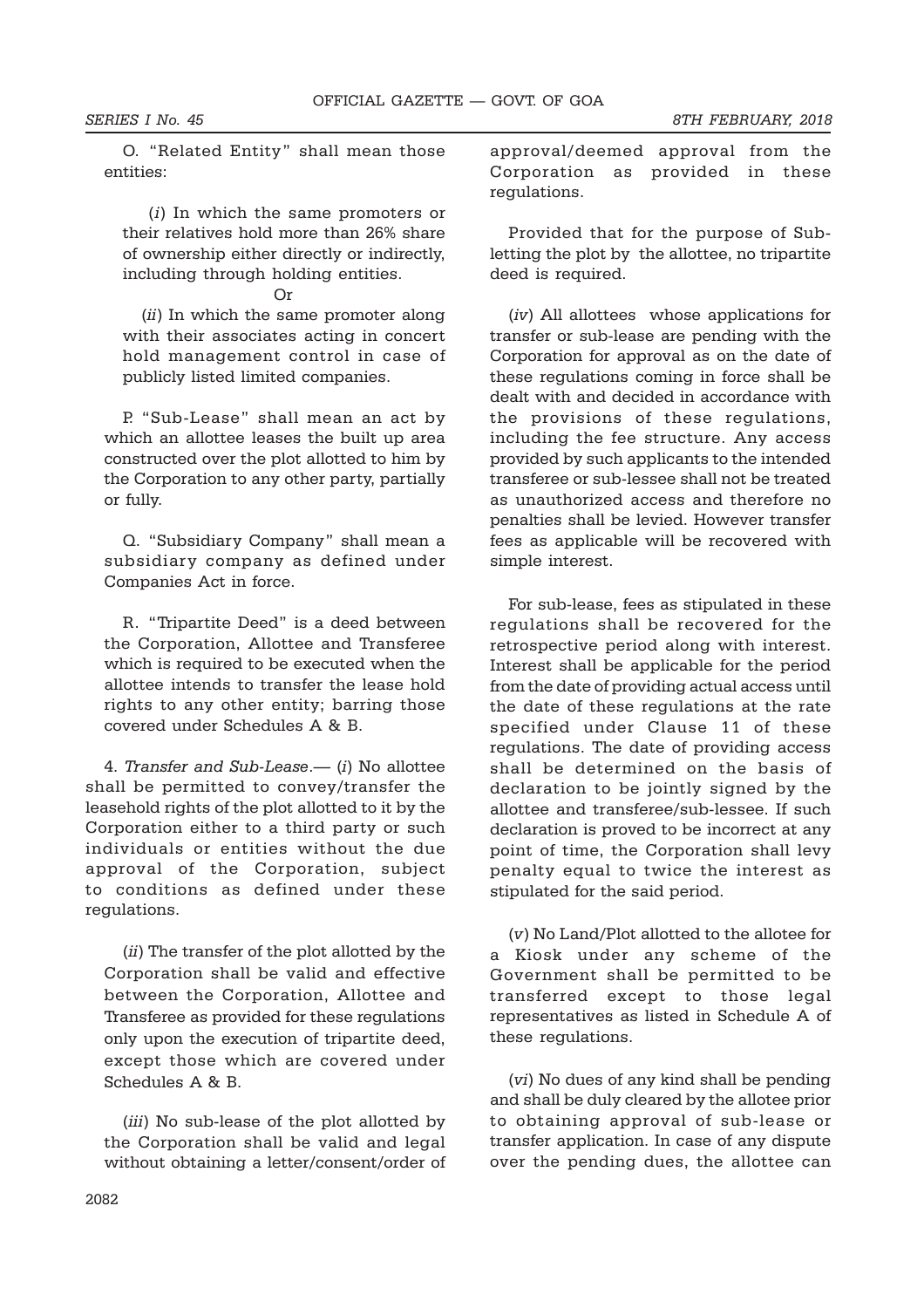O. "Related Entity" shall mean those entities:

(*i*) In which the same promoters or their relatives hold more than 26% share of ownership either directly or indirectly, including through holding entities.

Or

(*ii*) In which the same promoter along with their associates acting in concert hold management control in case of publicly listed limited companies.

P. "Sub-Lease" shall mean an act by which an allottee leases the built up area constructed over the plot allotted to him by the Corporation to any other party, partially or fully.

Q. "Subsidiary Company" shall mean a subsidiary company as defined under Companies Act in force.

R. "Tripartite Deed" is a deed between the Corporation, Allottee and Transferee which is required to be executed when the allottee intends to transfer the lease hold rights to any other entity; barring those covered under Schedules A & B.

4. *Transfer and Sub-Lease*.— (*i*) No allottee shall be permitted to convey/transfer the leasehold rights of the plot allotted to it by the Corporation either to a third party or such individuals or entities without the due approval of the Corporation, subject to conditions as defined under these regulations.

(*ii*) The transfer of the plot allotted by the Corporation shall be valid and effective between the Corporation, Allottee and Transferee as provided for these regulations only upon the execution of tripartite deed, except those which are covered under Schedules A & B.

(*iii*) No sub-lease of the plot allotted by the Corporation shall be valid and legal without obtaining a letter/consent/order of approval/deemed approval from the Corporation as provided in these regulations.

Provided that for the purpose of Sub-letting the plot by the allottee, no tripartite deed is required.

(*iv*) All allottees whose applications for transfer or sub-lease are pending with the Corporation for approval as on the date of these regulations coming in force shall be dealt with and decided in accordance with the provisions of these regulations, including the fee structure. Any access provided by such applicants to the intended transferee or sub-lessee shall not be treated as unauthorized access and therefore no penalties shall be levied. However transfer fees as applicable will be recovered with simple interest.

For sub-lease, fees as stipulated in these regulations shall be recovered for the retrospective period along with interest. Interest shall be applicable for the period from the date of providing actual access until the date of these regulations at the rate specified under Clause 11 of these regulations. The date of providing access shall be determined on the basis of declaration to be jointly signed by the allottee and transferee/sub-lessee. If such declaration is proved to be incorrect at any point of time, the Corporation shall levy penalty equal to twice the interest as stipulated for the said period.

(*v*) No Land/Plot allotted to the allotee for a Kiosk under any scheme of the Government shall be permitted to be transferred except to those legal representatives as listed in Schedule A of these regulations.

(*vi*) No dues of any kind shall be pending and shall be duly cleared by the allotee prior to obtaining approval of sub-lease or transfer application. In case of any dispute over the pending dues, the allottee can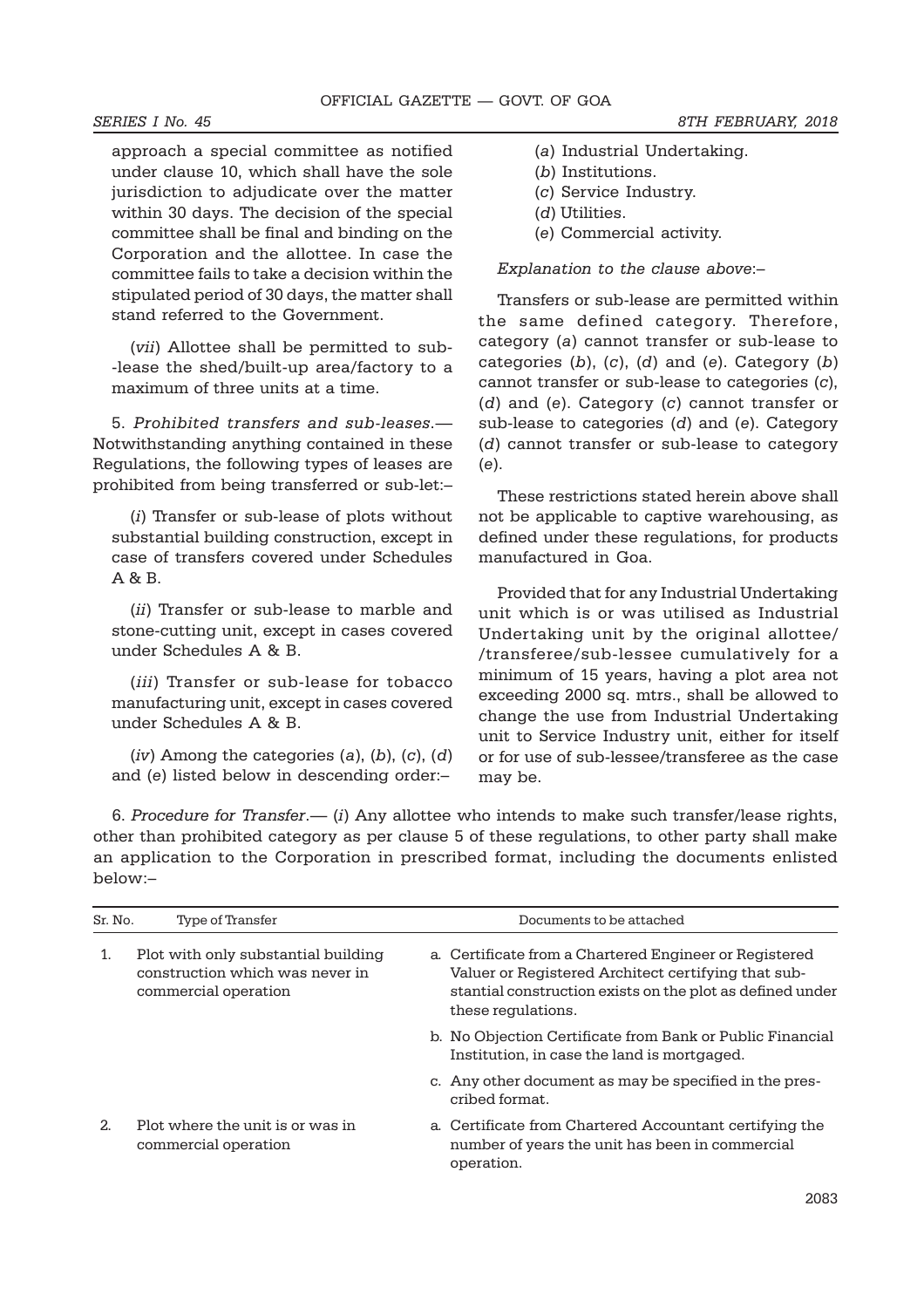approach a special committee as notified under clause 10, which shall have the sole jurisdiction to adjudicate over the matter within 30 days. The decision of the special committee shall be final and binding on the Corporation and the allottee. In case the committee fails to take a decision within the stipulated period of 30 days, the matter shall stand referred to the Government.

(*vii*) Allottee shall be permitted to sub-lease the shed/built-up area/factory to a maximum of three units at a time.

5. *Prohibited transfers and sub-leases*.— Notwithstanding anything contained in these Regulations, the following types of leases are prohibited from being transferred or sub-let:–

(*i*) Transfer or sub-lease of plots without substantial building construction, except in case of transfers covered under Schedules A & B.

(*ii*) Transfer or sub-lease to marble and stone-cutting unit, except in cases covered under Schedules A & B.

(*iii*) Transfer or sub-lease for tobacco manufacturing unit, except in cases covered under Schedules A & B.

(*iv*) Among the categories (*a*), (*b*), (*c*), (*d*) and (*e*) listed below in descending order:–

(*a*) Industrial Undertaking.
(*b*) Institutions.
(*c*) Service Industry.
(*d*) Utilities.
(*e*) Commercial activity.

*Explanation to the clause above*:–

Transfers or sub-lease are permitted within the same defined category. Therefore, category (*a*) cannot transfer or sub-lease to categories (*b*), (*c*), (*d*) and (*e*). Category (*b*) cannot transfer or sub-lease to categories (*c*), (*d*) and (*e*). Category (*c*) cannot transfer or sub-lease to categories (*d*) and (*e*). Category (*d*) cannot transfer or sub-lease to category (*e*).

These restrictions stated herein above shall not be applicable to captive warehousing, as defined under these regulations, for products manufactured in Goa.

Provided that for any Industrial Undertaking unit which is or was utilised as Industrial Undertaking unit by the original allottee/ /transferee/sub-lessee cumulatively for a minimum of 15 years, having a plot area not exceeding 2000 sq. mtrs., shall be allowed to change the use from Industrial Undertaking unit to Service Industry unit, either for itself or for use of sub-lessee/transferee as the case may be.

6. *Procedure for Transfer*.— (*i*) Any allottee who intends to make such transfer/lease rights, other than prohibited category as per clause 5 of these regulations, to other party shall make an application to the Corporation in prescribed format, including the documents enlisted below:–

| Sr. No. | Type of Transfer | Documents to be attached |
|---|---|---|
| 1. | Plot with only substantial building construction which was never in commercial operation | a. Certificate from a Chartered Engineer or Registered Valuer or Registered Architect certifying that substantial construction exists on the plot as defined under these regulations. |
| | | b. No Objection Certificate from Bank or Public Financial Institution, in case the land is mortgaged. |
| | | c. Any other document as may be specified in the prescribed format. |
| 2. | Plot where the unit is or was in commercial operation | a. Certificate from Chartered Accountant certifying the number of years the unit has been in commercial operation. |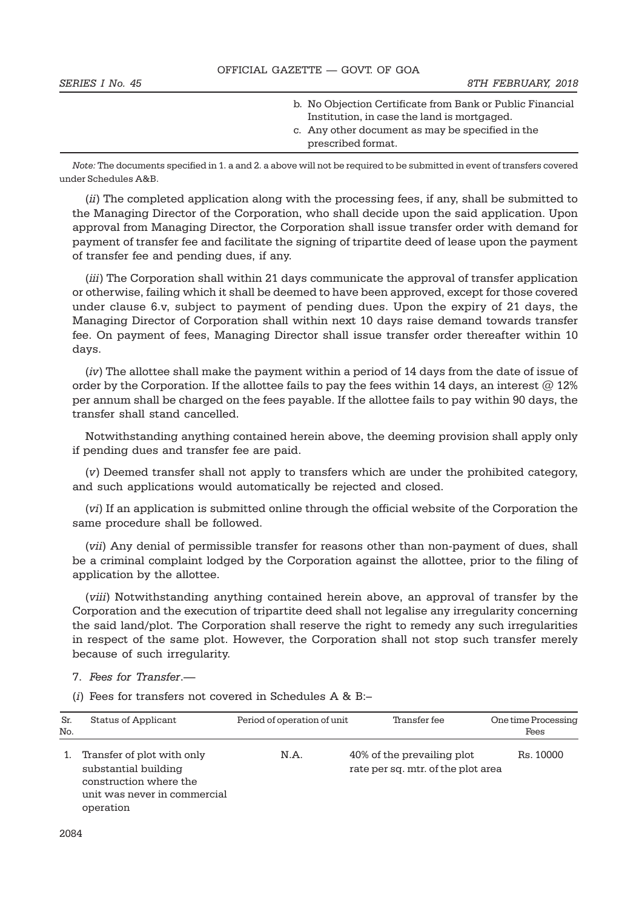b. No Objection Certificate from Bank or Public Financial Institution, in case the land is mortgaged.

c. Any other document as may be specified in the prescribed format.

*Note:* The documents specified in 1. a and 2. a above will not be required to be submitted in event of transfers covered under Schedules A&B.

(*ii*) The completed application along with the processing fees, if any, shall be submitted to the Managing Director of the Corporation, who shall decide upon the said application. Upon approval from Managing Director, the Corporation shall issue transfer order with demand for payment of transfer fee and facilitate the signing of tripartite deed of lease upon the payment of transfer fee and pending dues, if any.

(*iii*) The Corporation shall within 21 days communicate the approval of transfer application or otherwise, failing which it shall be deemed to have been approved, except for those covered under clause 6.v, subject to payment of pending dues. Upon the expiry of 21 days, the Managing Director of Corporation shall within next 10 days raise demand towards transfer fee. On payment of fees, Managing Director shall issue transfer order thereafter within 10 days.

(*iv*) The allottee shall make the payment within a period of 14 days from the date of issue of order by the Corporation. If the allottee fails to pay the fees within 14 days, an interest @ 12% per annum shall be charged on the fees payable. If the allottee fails to pay within 90 days, the transfer shall stand cancelled.

Notwithstanding anything contained herein above, the deeming provision shall apply only if pending dues and transfer fee are paid.

(*v*) Deemed transfer shall not apply to transfers which are under the prohibited category, and such applications would automatically be rejected and closed.

(*vi*) If an application is submitted online through the official website of the Corporation the same procedure shall be followed.

(*vii*) Any denial of permissible transfer for reasons other than non-payment of dues, shall be a criminal complaint lodged by the Corporation against the allottee, prior to the filing of application by the allottee.

(*viii*) Notwithstanding anything contained herein above, an approval of transfer by the Corporation and the execution of tripartite deed shall not legalise any irregularity concerning the said land/plot. The Corporation shall reserve the right to remedy any such irregularities in respect of the same plot. However, the Corporation shall not stop such transfer merely because of such irregularity.

7. *Fees for Transfer*.—

(*i*) Fees for transfers not covered in Schedules A & B:–

| Sr. No. | Status of Applicant | Period of operation of unit | Transfer fee | One time Processing Fees |
|---|---|---|---|---|
| 1. | Transfer of plot with only substantial building construction where the unit was never in commercial operation | N.A. | 40% of the prevailing plot rate per sq. mtr. of the plot area | Rs. 10000 |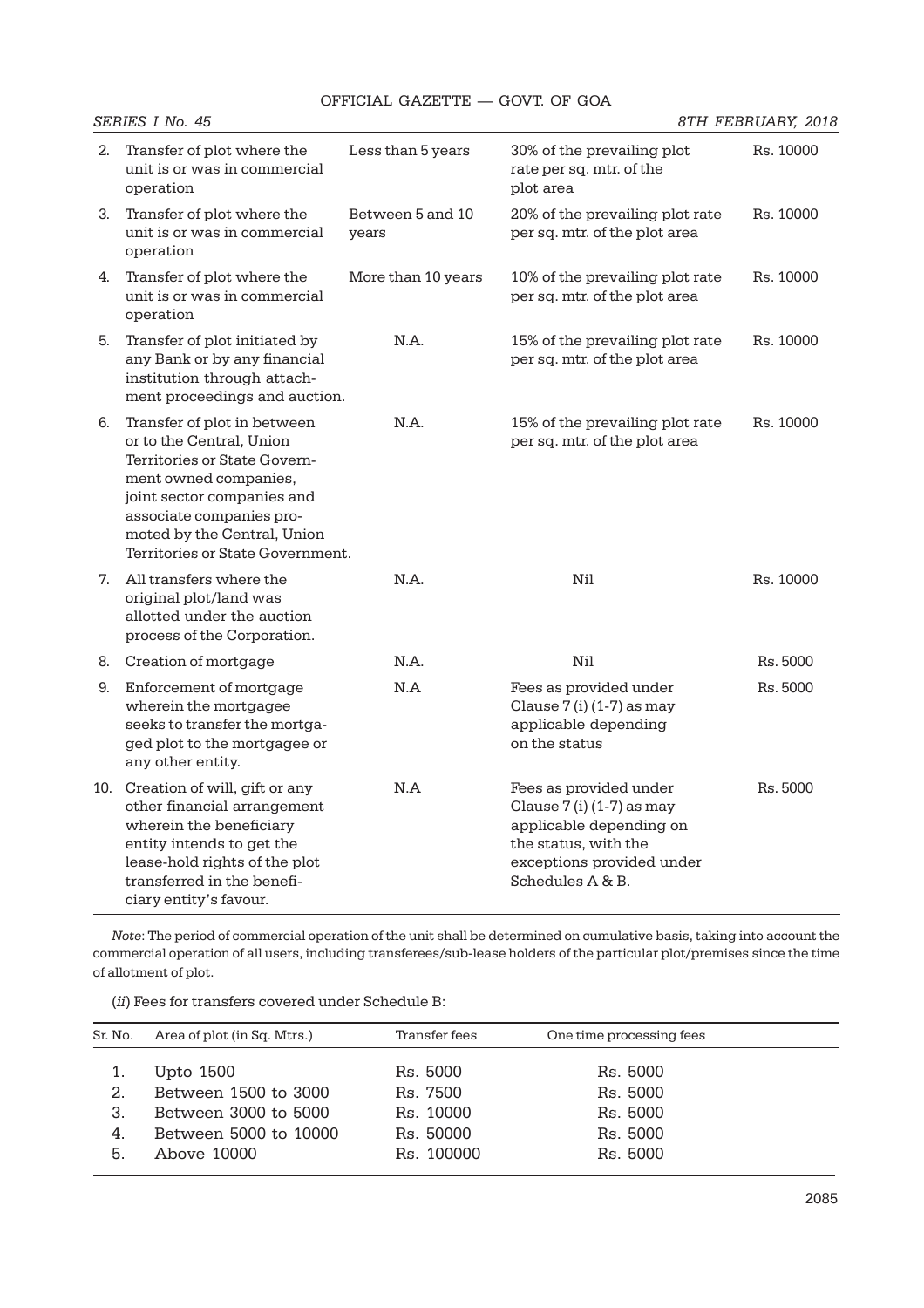| | | | | |
|---|---|---|---|---|
| 2. | Transfer of plot where the unit is or was in commercial operation | Less than 5 years | 30% of the prevailing plot rate per sq. mtr. of the plot area | Rs. 10000 |
| 3. | Transfer of plot where the unit is or was in commercial operation | Between 5 and 10 years | 20% of the prevailing plot rate per sq. mtr. of the plot area | Rs. 10000 |
| 4. | Transfer of plot where the unit is or was in commercial operation | More than 10 years | 10% of the prevailing plot rate per sq. mtr. of the plot area | Rs. 10000 |
| 5. | Transfer of plot initiated by any Bank or by any financial institution through attachment proceedings and auction. | N.A. | 15% of the prevailing plot rate per sq. mtr. of the plot area | Rs. 10000 |
| 6. | Transfer of plot in between or to the Central, Union Territories or State Government owned companies, joint sector companies and associate companies promoted by the Central, Union Territories or State Government. | N.A. | 15% of the prevailing plot rate per sq. mtr. of the plot area | Rs. 10000 |
| 7. | All transfers where the original plot/land was allotted under the auction process of the Corporation. | N.A. | Nil | Rs. 10000 |
| 8. | Creation of mortgage | N.A. | Nil | Rs. 5000 |
| 9. | Enforcement of mortgage wherein the mortgagee seeks to transfer the mortgaged plot to the mortgagee or any other entity. | N.A | Fees as provided under Clause 7 (i) (1-7) as may applicable depending on the status | Rs. 5000 |
| 10. | Creation of will, gift or any other financial arrangement wherein the beneficiary entity intends to get the lease-hold rights of the plot transferred in the beneficiary entity's favour. | N.A | Fees as provided under Clause 7 (i) (1-7) as may applicable depending on the status, with the exceptions provided under Schedules A & B. | Rs. 5000 |

*Note*: The period of commercial operation of the unit shall be determined on cumulative basis, taking into account the commercial operation of all users, including transferees/sub-lease holders of the particular plot/premises since the time of allotment of plot.

(*ii*) Fees for transfers covered under Schedule B:

| Sr. No. | Area of plot (in Sq. Mtrs.) | Transfer fees | One time processing fees |
|---|---|---|---|
| 1. | Upto 1500 | Rs. 5000 | Rs. 5000 |
| 2. | Between 1500 to 3000 | Rs. 7500 | Rs. 5000 |
| 3. | Between 3000 to 5000 | Rs. 10000 | Rs. 5000 |
| 4. | Between 5000 to 10000 | Rs. 50000 | Rs. 5000 |
| 5. | Above 10000 | Rs. 100000 | Rs. 5000 |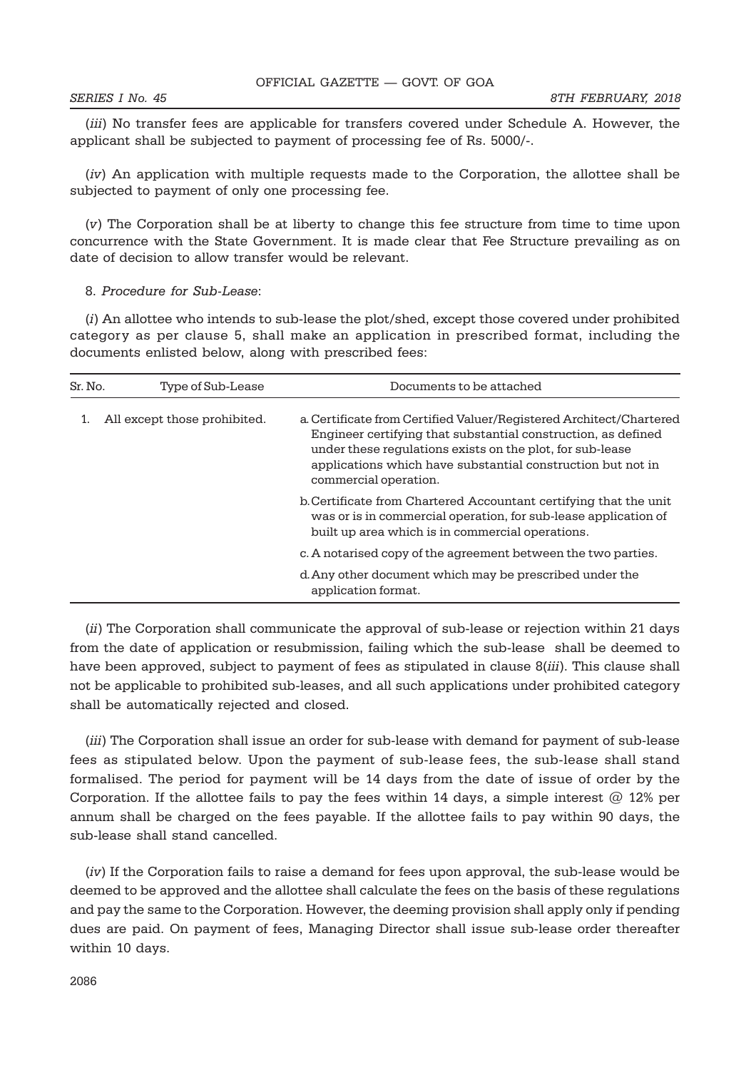(*iii*) No transfer fees are applicable for transfers covered under Schedule A. However, the applicant shall be subjected to payment of processing fee of Rs. 5000/-.

(*iv*) An application with multiple requests made to the Corporation, the allottee shall be subjected to payment of only one processing fee.

(*v*) The Corporation shall be at liberty to change this fee structure from time to time upon concurrence with the State Government. It is made clear that Fee Structure prevailing as on date of decision to allow transfer would be relevant.

8. *Procedure for Sub-Lease*:

(*i*) An allottee who intends to sub-lease the plot/shed, except those covered under prohibited category as per clause 5, shall make an application in prescribed format, including the documents enlisted below, along with prescribed fees:

| Sr. No. | Type of Sub-Lease | Documents to be attached |
|---|---|---|
| 1. | All except those prohibited. | a. Certificate from Certified Valuer/Registered Architect/Chartered Engineer certifying that substantial construction, as defined under these regulations exists on the plot, for sub-lease applications which have substantial construction but not in commercial operation. |
| | | b. Certificate from Chartered Accountant certifying that the unit was or is in commercial operation, for sub-lease application of built up area which is in commercial operations. |
| | | c. A notarised copy of the agreement between the two parties. |
| | | d. Any other document which may be prescribed under the application format. |

(*ii*) The Corporation shall communicate the approval of sub-lease or rejection within 21 days from the date of application or resubmission, failing which the sub-lease shall be deemed to have been approved, subject to payment of fees as stipulated in clause 8(*iii*). This clause shall not be applicable to prohibited sub-leases, and all such applications under prohibited category shall be automatically rejected and closed.

(*iii*) The Corporation shall issue an order for sub-lease with demand for payment of sub-lease fees as stipulated below. Upon the payment of sub-lease fees, the sub-lease shall stand formalised. The period for payment will be 14 days from the date of issue of order by the Corporation. If the allottee fails to pay the fees within 14 days, a simple interest @ 12% per annum shall be charged on the fees payable. If the allottee fails to pay within 90 days, the sub-lease shall stand cancelled.

(*iv*) If the Corporation fails to raise a demand for fees upon approval, the sub-lease would be deemed to be approved and the allottee shall calculate the fees on the basis of these regulations and pay the same to the Corporation. However, the deeming provision shall apply only if pending dues are paid. On payment of fees, Managing Director shall issue sub-lease order thereafter within 10 days.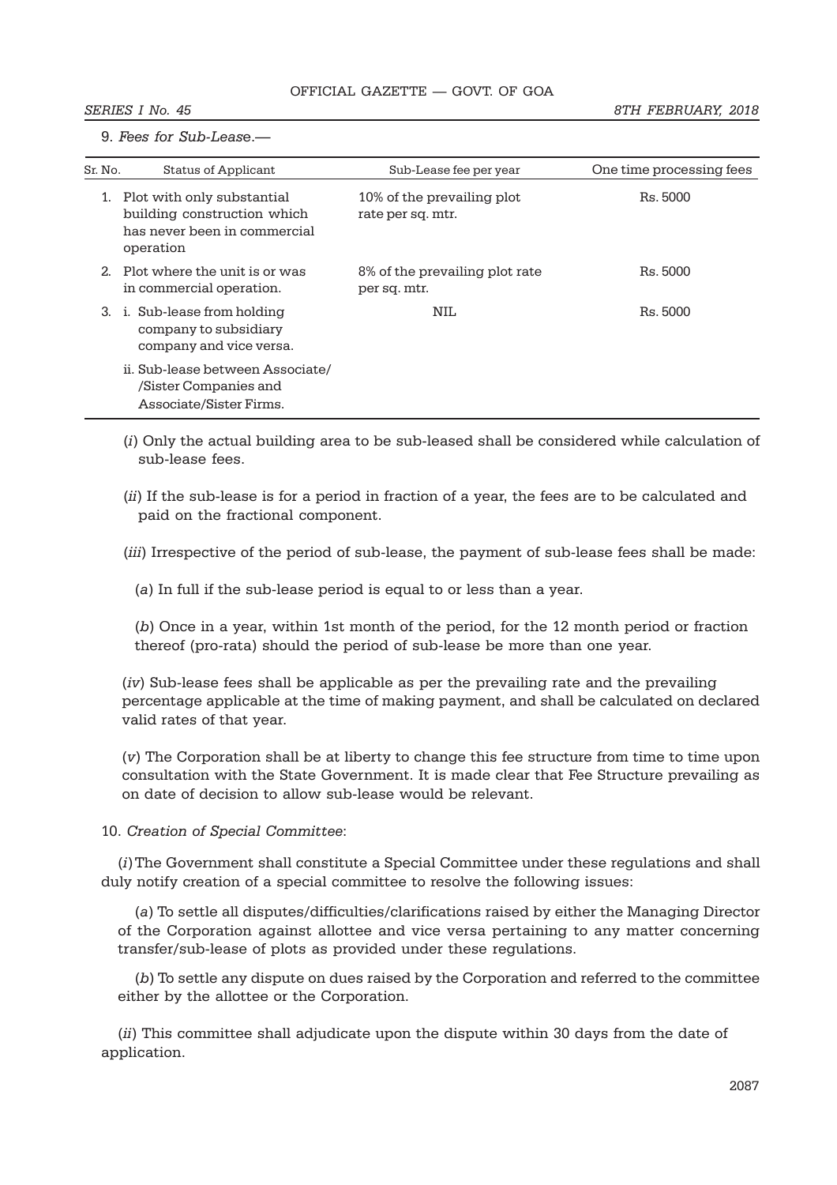9. *Fees for Sub-Lease*.—

| Sr. No. | Status of Applicant | Sub-Lease fee per year | One time processing fees |
|---|---|---|---|
| 1. | Plot with only substantial building construction which has never been in commercial operation | 10% of the prevailing plot rate per sq. mtr. | Rs. 5000 |
| 2. | Plot where the unit is or was in commercial operation. | 8% of the prevailing plot rate per sq. mtr. | Rs. 5000 |
| 3. | i. Sub-lease from holding company to subsidiary company and vice versa. | NIL | Rs. 5000 |
| | ii. Sub-lease between Associate/ /Sister Companies and Associate/Sister Firms. | | |

(*i*) Only the actual building area to be sub-leased shall be considered while calculation of sub-lease fees.

(*ii*) If the sub-lease is for a period in fraction of a year, the fees are to be calculated and paid on the fractional component.

(*iii*) Irrespective of the period of sub-lease, the payment of sub-lease fees shall be made:

(*a*) In full if the sub-lease period is equal to or less than a year.

(*b*) Once in a year, within 1st month of the period, for the 12 month period or fraction thereof (pro-rata) should the period of sub-lease be more than one year.

(*iv*) Sub-lease fees shall be applicable as per the prevailing rate and the prevailing percentage applicable at the time of making payment, and shall be calculated on declared valid rates of that year.

(*v*) The Corporation shall be at liberty to change this fee structure from time to time upon consultation with the State Government. It is made clear that Fee Structure prevailing as on date of decision to allow sub-lease would be relevant.

10. *Creation of Special Committee*:

(*i*) The Government shall constitute a Special Committee under these regulations and shall duly notify creation of a special committee to resolve the following issues:

(*a*) To settle all disputes/difficulties/clarifications raised by either the Managing Director of the Corporation against allottee and vice versa pertaining to any matter concerning transfer/sub-lease of plots as provided under these regulations.

(*b*) To settle any dispute on dues raised by the Corporation and referred to the committee either by the allottee or the Corporation.

(*ii*) This committee shall adjudicate upon the dispute within 30 days from the date of application.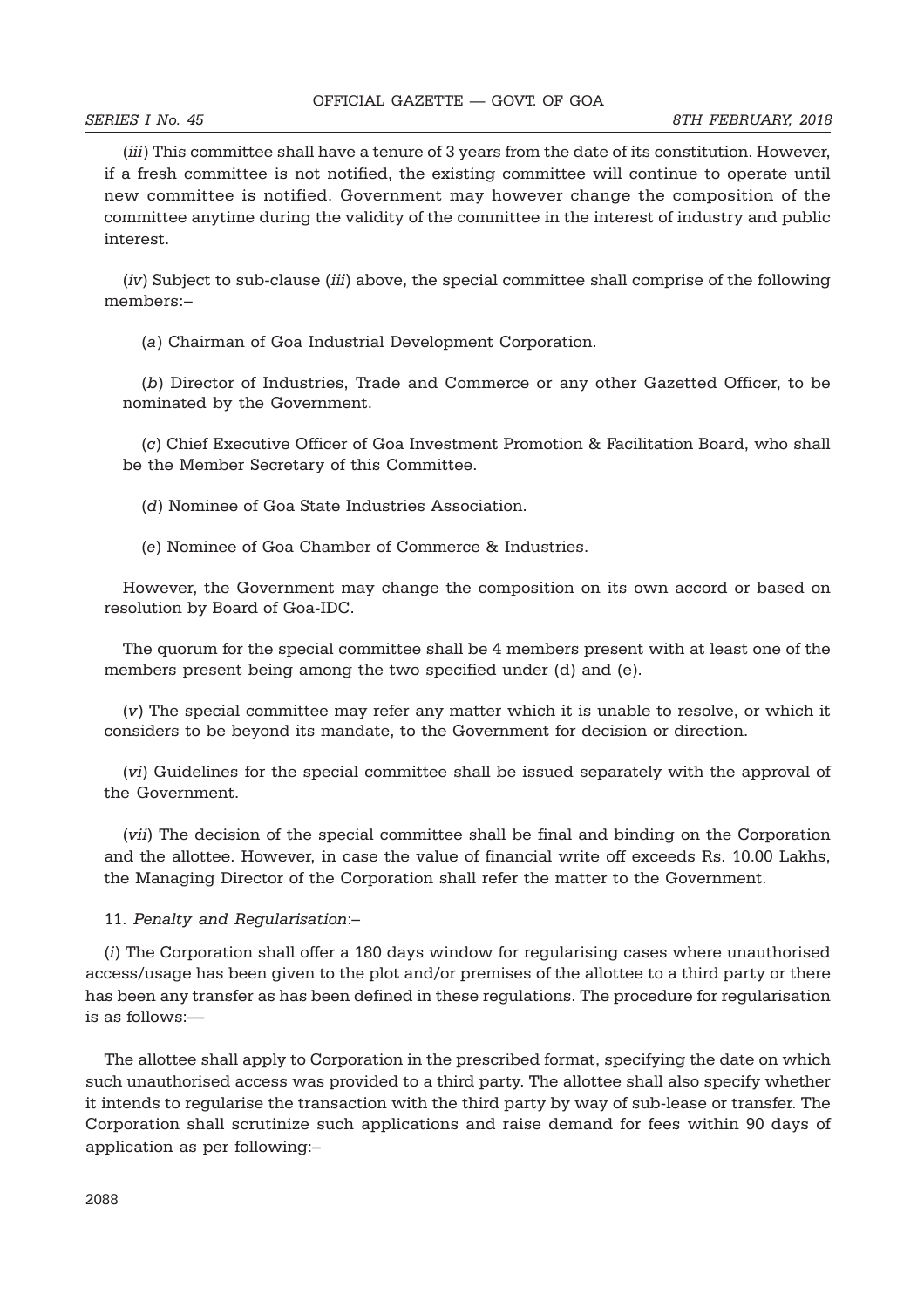(*iii*) This committee shall have a tenure of 3 years from the date of its constitution. However, if a fresh committee is not notified, the existing committee will continue to operate until new committee is notified. Government may however change the composition of the committee anytime during the validity of the committee in the interest of industry and public interest.

(*iv*) Subject to sub-clause (*iii*) above, the special committee shall comprise of the following members:–

(*a*) Chairman of Goa Industrial Development Corporation.

(*b*) Director of Industries, Trade and Commerce or any other Gazetted Officer, to be nominated by the Government.

(*c*) Chief Executive Officer of Goa Investment Promotion & Facilitation Board, who shall be the Member Secretary of this Committee.

(*d*) Nominee of Goa State Industries Association.

(*e*) Nominee of Goa Chamber of Commerce & Industries.

However, the Government may change the composition on its own accord or based on resolution by Board of Goa-IDC.

The quorum for the special committee shall be 4 members present with at least one of the members present being among the two specified under (d) and (e).

(*v*) The special committee may refer any matter which it is unable to resolve, or which it considers to be beyond its mandate, to the Government for decision or direction.

(*vi*) Guidelines for the special committee shall be issued separately with the approval of the Government.

(*vii*) The decision of the special committee shall be final and binding on the Corporation and the allottee. However, in case the value of financial write off exceeds Rs. 10.00 Lakhs, the Managing Director of the Corporation shall refer the matter to the Government.

11. *Penalty and Regularisation*:–

(*i*) The Corporation shall offer a 180 days window for regularising cases where unauthorised access/usage has been given to the plot and/or premises of the allottee to a third party or there has been any transfer as has been defined in these regulations. The procedure for regularisation is as follows:—

The allottee shall apply to Corporation in the prescribed format, specifying the date on which such unauthorised access was provided to a third party. The allottee shall also specify whether it intends to regularise the transaction with the third party by way of sub-lease or transfer. The Corporation shall scrutinize such applications and raise demand for fees within 90 days of application as per following:–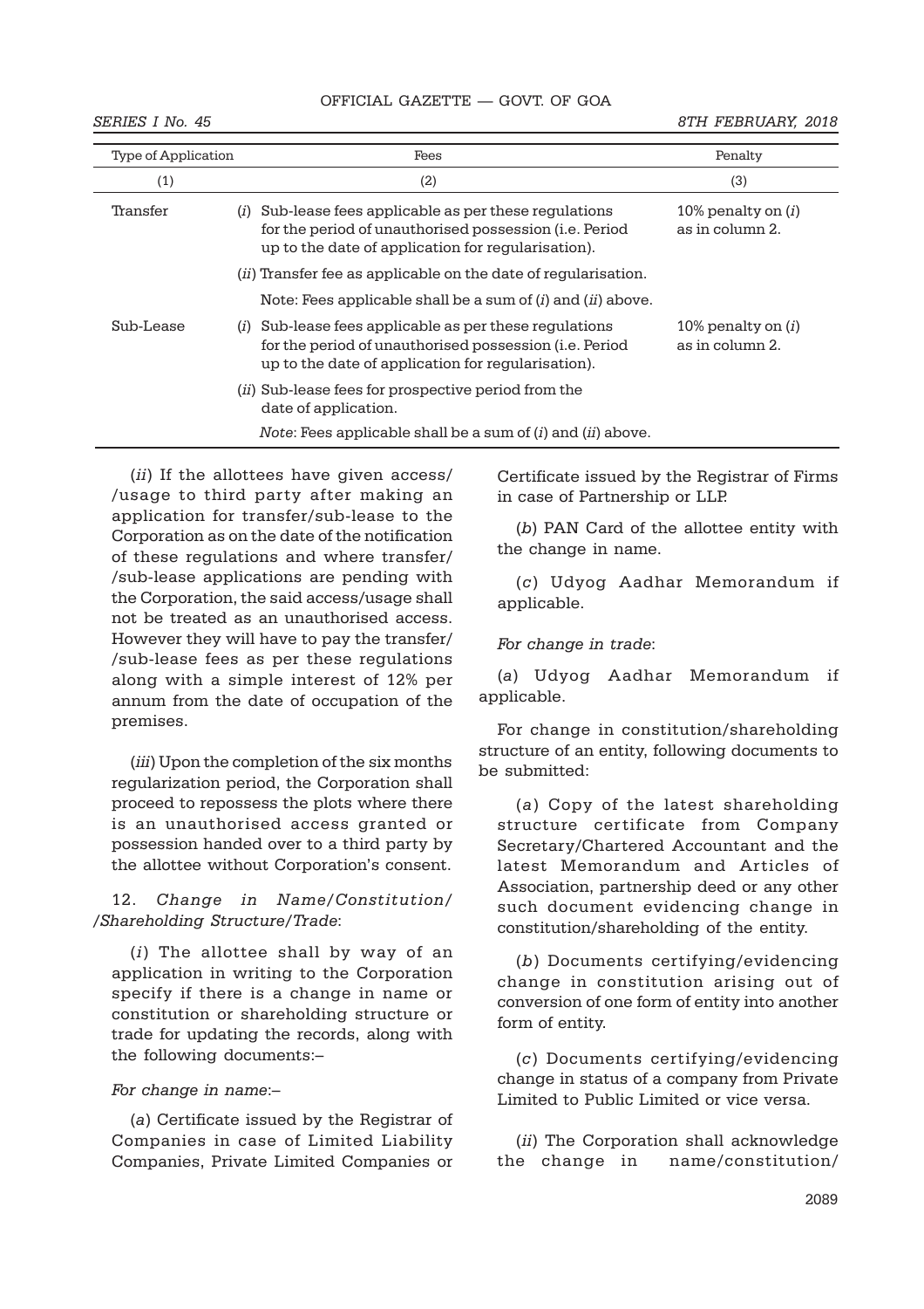| Type of Application | Fees | Penalty |
|---|---|---|
| (1) | (2) | (3) |
| Transfer | (*i*) Sub-lease fees applicable as per these regulations for the period of unauthorised possession (i.e. Period up to the date of application for regularisation). | 10% penalty on (*i*) as in column 2. |
| | (*ii*) Transfer fee as applicable on the date of regularisation. | |
| | Note: Fees applicable shall be a sum of (*i*) and (*ii*) above. | |
| Sub-Lease | (*i*) Sub-lease fees applicable as per these regulations for the period of unauthorised possession (i.e. Period up to the date of application for regularisation). | 10% penalty on (*i*) as in column 2. |
| | (*ii*) Sub-lease fees for prospective period from the date of application. | |
| | *Note*: Fees applicable shall be a sum of (*i*) and (*ii*) above. | |

(*ii*) If the allottees have given access/ /usage to third party after making an application for transfer/sub-lease to the Corporation as on the date of the notification of these regulations and where transfer/ /sub-lease applications are pending with the Corporation, the said access/usage shall not be treated as an unauthorised access. However they will have to pay the transfer/ /sub-lease fees as per these regulations along with a simple interest of 12% per annum from the date of occupation of the premises.

(*iii*) Upon the completion of the six months regularization period, the Corporation shall proceed to repossess the plots where there is an unauthorised access granted or possession handed over to a third party by the allottee without Corporation's consent.

12. *Change in Name/Constitution/ /Shareholding Structure/Trade*:

(*i*) The allottee shall by way of an application in writing to the Corporation specify if there is a change in name or constitution or shareholding structure or trade for updating the records, along with the following documents:–

*For change in name*:–

(*a*) Certificate issued by the Registrar of Companies in case of Limited Liability Companies, Private Limited Companies or Certificate issued by the Registrar of Firms in case of Partnership or LLP.

(*b*) PAN Card of the allottee entity with the change in name.

(*c*) Udyog Aadhar Memorandum if applicable.

*For change in trade*:

(*a*) Udyog Aadhar Memorandum if applicable.

For change in constitution/shareholding structure of an entity, following documents to be submitted:

(*a*) Copy of the latest shareholding structure certificate from Company Secretary/Chartered Accountant and the latest Memorandum and Articles of Association, partnership deed or any other such document evidencing change in constitution/shareholding of the entity.

(*b*) Documents certifying/evidencing change in constitution arising out of conversion of one form of entity into another form of entity.

(*c*) Documents certifying/evidencing change in status of a company from Private Limited to Public Limited or vice versa.

(*ii*) The Corporation shall acknowledge the change in name/constitution/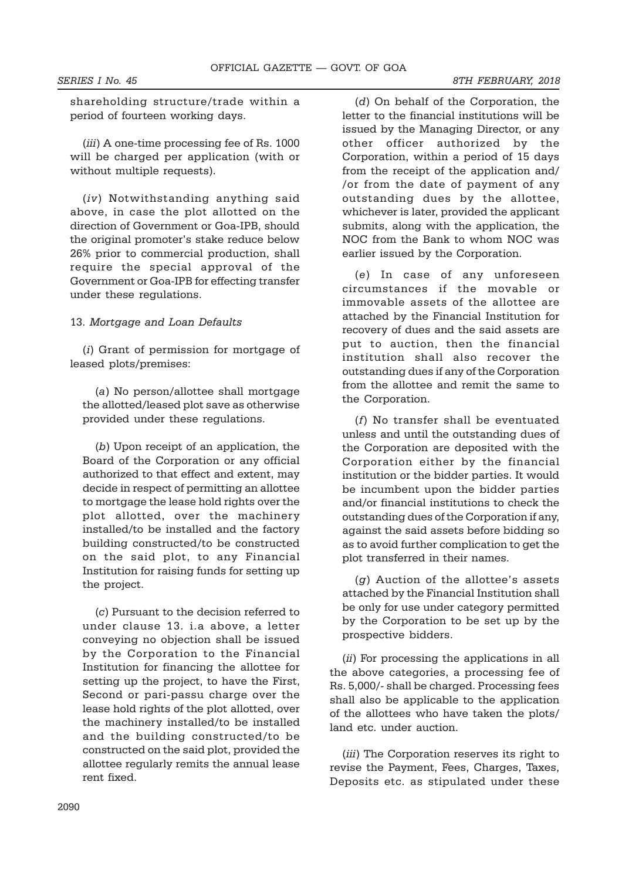shareholding structure/trade within a period of fourteen working days.

(*iii*) A one-time processing fee of Rs. 1000 will be charged per application (with or without multiple requests).

(*iv*) Notwithstanding anything said above, in case the plot allotted on the direction of Government or Goa-IPB, should the original promoter's stake reduce below 26% prior to commercial production, shall require the special approval of the Government or Goa-IPB for effecting transfer under these regulations.

13. *Mortgage and Loan Defaults*

(*i*) Grant of permission for mortgage of leased plots/premises:

(*a*) No person/allottee shall mortgage the allotted/leased plot save as otherwise provided under these regulations.

(*b*) Upon receipt of an application, the Board of the Corporation or any official authorized to that effect and extent, may decide in respect of permitting an allottee to mortgage the lease hold rights over the plot allotted, over the machinery installed/to be installed and the factory building constructed/to be constructed on the said plot, to any Financial Institution for raising funds for setting up the project.

(*c*) Pursuant to the decision referred to under clause 13. i.a above, a letter conveying no objection shall be issued by the Corporation to the Financial Institution for financing the allottee for setting up the project, to have the First, Second or pari-passu charge over the lease hold rights of the plot allotted, over the machinery installed/to be installed and the building constructed/to be constructed on the said plot, provided the allottee regularly remits the annual lease rent fixed.

(*d*) On behalf of the Corporation, the letter to the financial institutions will be issued by the Managing Director, or any other officer authorized by the Corporation, within a period of 15 days from the receipt of the application and/ /or from the date of payment of any outstanding dues by the allottee, whichever is later, provided the applicant submits, along with the application, the NOC from the Bank to whom NOC was earlier issued by the Corporation.

(*e*) In case of any unforeseen circumstances if the movable or immovable assets of the allottee are attached by the Financial Institution for recovery of dues and the said assets are put to auction, then the financial institution shall also recover the outstanding dues if any of the Corporation from the allottee and remit the same to the Corporation.

(*f*) No transfer shall be eventuated unless and until the outstanding dues of the Corporation are deposited with the Corporation either by the financial institution or the bidder parties. It would be incumbent upon the bidder parties and/or financial institutions to check the outstanding dues of the Corporation if any, against the said assets before bidding so as to avoid further complication to get the plot transferred in their names.

(*g*) Auction of the allottee's assets attached by the Financial Institution shall be only for use under category permitted by the Corporation to be set up by the prospective bidders.

(*ii*) For processing the applications in all the above categories, a processing fee of Rs. 5,000/- shall be charged. Processing fees shall also be applicable to the application of the allottees who have taken the plots/ land etc. under auction.

(*iii*) The Corporation reserves its right to revise the Payment, Fees, Charges, Taxes, Deposits etc. as stipulated under these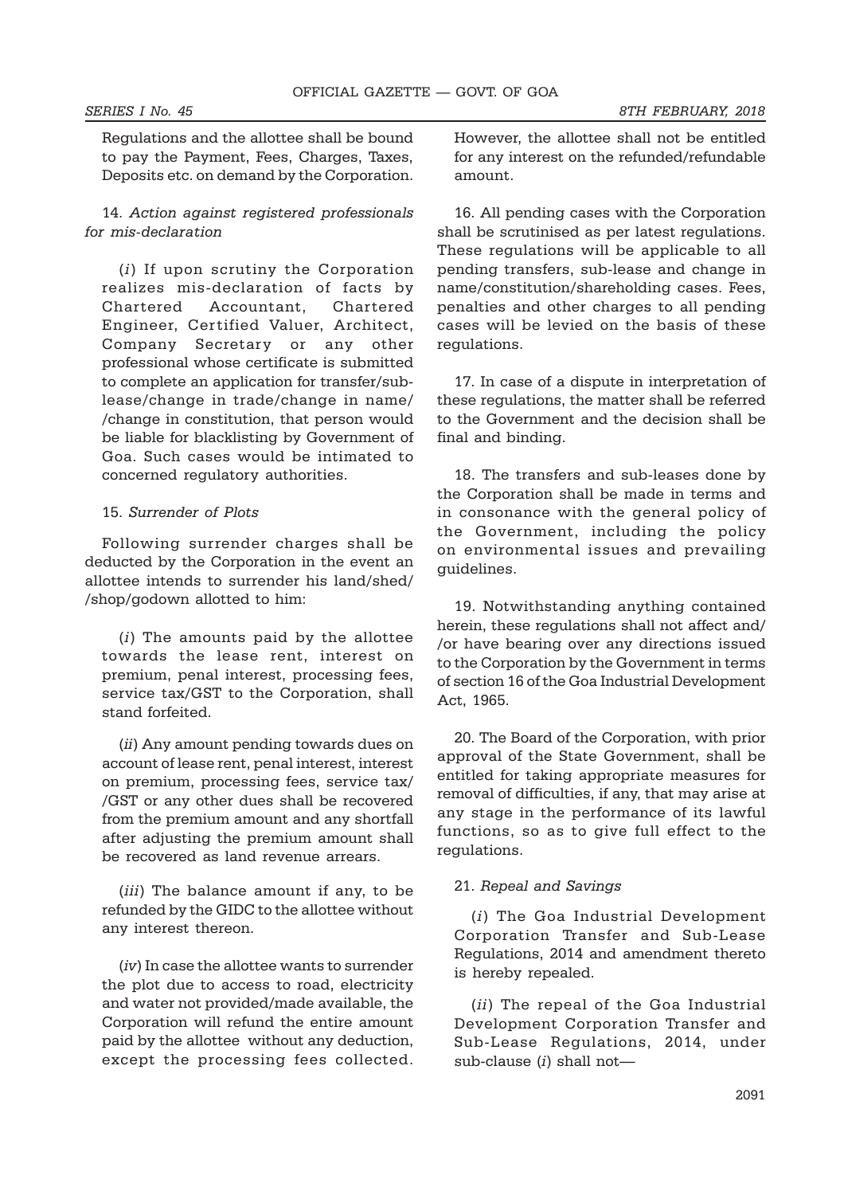Regulations and the allottee shall be bound to pay the Payment, Fees, Charges, Taxes, Deposits etc. on demand by the Corporation.

14. *Action against registered professionals for mis-declaration*

(*i*) If upon scrutiny the Corporation realizes mis-declaration of facts by Chartered Accountant, Chartered Engineer, Certified Valuer, Architect, Company Secretary or any other professional whose certificate is submitted to complete an application for transfer/sub-lease/change in trade/change in name/ /change in constitution, that person would be liable for blacklisting by Government of Goa. Such cases would be intimated to concerned regulatory authorities.

15. *Surrender of Plots*

Following surrender charges shall be deducted by the Corporation in the event an allottee intends to surrender his land/shed/ /shop/godown allotted to him:

(*i*) The amounts paid by the allottee towards the lease rent, interest on premium, penal interest, processing fees, service tax/GST to the Corporation, shall stand forfeited.

(*ii*) Any amount pending towards dues on account of lease rent, penal interest, interest on premium, processing fees, service tax/ /GST or any other dues shall be recovered from the premium amount and any shortfall after adjusting the premium amount shall be recovered as land revenue arrears.

(*iii*) The balance amount if any, to be refunded by the GIDC to the allottee without any interest thereon.

(*iv*) In case the allottee wants to surrender the plot due to access to road, electricity and water not provided/made available, the Corporation will refund the entire amount paid by the allottee without any deduction, except the processing fees collected. However, the allottee shall not be entitled for any interest on the refunded/refundable amount.

16. All pending cases with the Corporation shall be scrutinised as per latest regulations. These regulations will be applicable to all pending transfers, sub-lease and change in name/constitution/shareholding cases. Fees, penalties and other charges to all pending cases will be levied on the basis of these regulations.

17. In case of a dispute in interpretation of these regulations, the matter shall be referred to the Government and the decision shall be final and binding.

18. The transfers and sub-leases done by the Corporation shall be made in terms and in consonance with the general policy of the Government, including the policy on environmental issues and prevailing guidelines.

19. Notwithstanding anything contained herein, these regulations shall not affect and/ /or have bearing over any directions issued to the Corporation by the Government in terms of section 16 of the Goa Industrial Development Act, 1965.

20. The Board of the Corporation, with prior approval of the State Government, shall be entitled for taking appropriate measures for removal of difficulties, if any, that may arise at any stage in the performance of its lawful functions, so as to give full effect to the regulations.

21. *Repeal and Savings*

(*i*) The Goa Industrial Development Corporation Transfer and Sub-Lease Regulations, 2014 and amendment thereto is hereby repealed.

(*ii*) The repeal of the Goa Industrial Development Corporation Transfer and Sub-Lease Regulations, 2014, under sub-clause (*i*) shall not—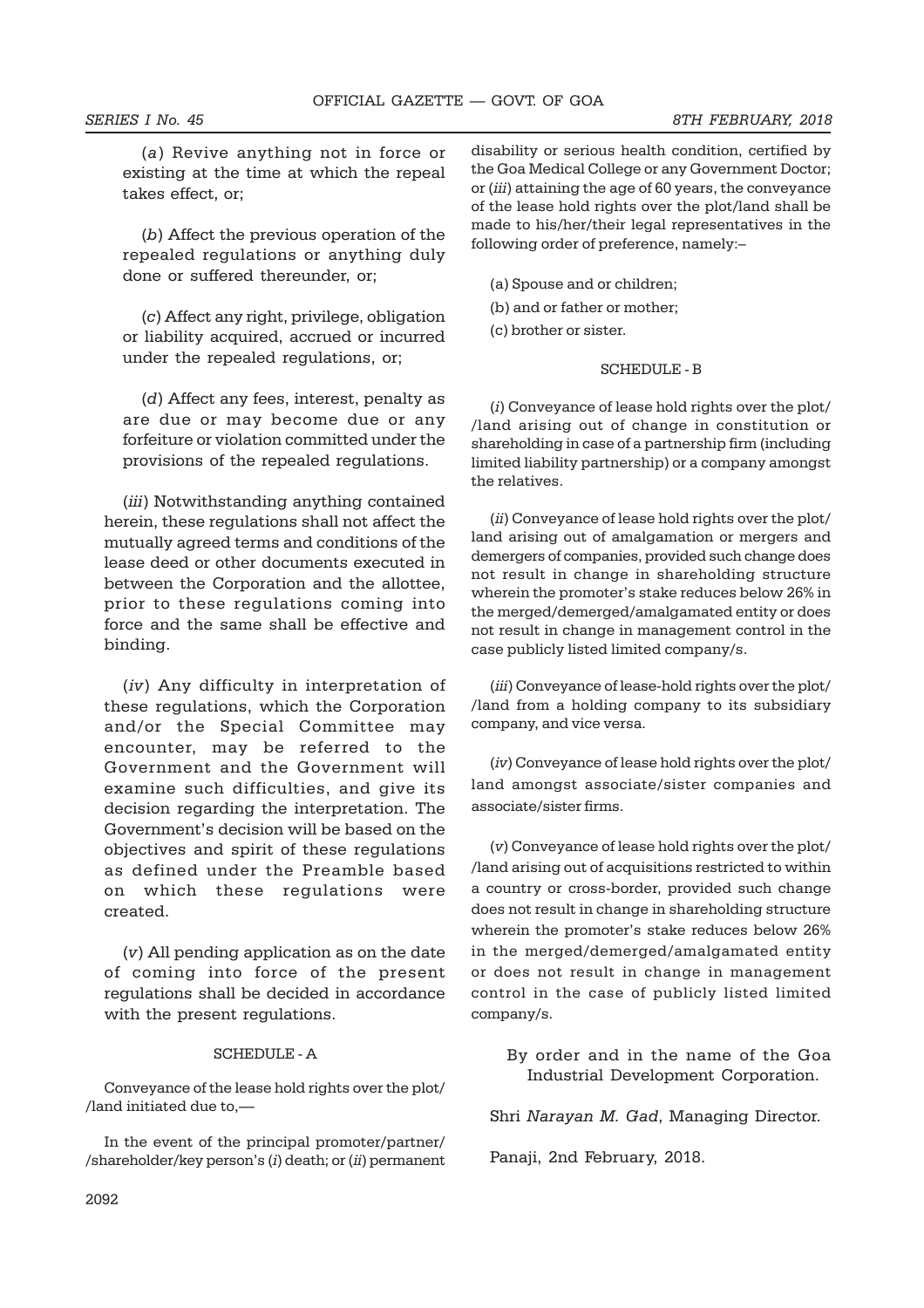(*a*) Revive anything not in force or existing at the time at which the repeal takes effect, or;

(*b*) Affect the previous operation of the repealed regulations or anything duly done or suffered thereunder, or;

(*c*) Affect any right, privilege, obligation or liability acquired, accrued or incurred under the repealed regulations, or;

(*d*) Affect any fees, interest, penalty as are due or may become due or any forfeiture or violation committed under the provisions of the repealed regulations.

(*iii*) Notwithstanding anything contained herein, these regulations shall not affect the mutually agreed terms and conditions of the lease deed or other documents executed in between the Corporation and the allottee, prior to these regulations coming into force and the same shall be effective and binding.

(*iv*) Any difficulty in interpretation of these regulations, which the Corporation and/or the Special Committee may encounter, may be referred to the Government and the Government will examine such difficulties, and give its decision regarding the interpretation. The Government's decision will be based on the objectives and spirit of these regulations as defined under the Preamble based on which these regulations were created.

(*v*) All pending application as on the date of coming into force of the present regulations shall be decided in accordance with the present regulations.

SCHEDULE - A

Conveyance of the lease hold rights over the plot/ /land initiated due to,—

In the event of the principal promoter/partner/ /shareholder/key person's (*i*) death; or (*ii*) permanent disability or serious health condition, certified by the Goa Medical College or any Government Doctor; or (*iii*) attaining the age of 60 years, the conveyance of the lease hold rights over the plot/land shall be made to his/her/their legal representatives in the following order of preference, namely:–

(a) Spouse and or children;

(b) and or father or mother;

(c) brother or sister.

SCHEDULE - B

(*i*) Conveyance of lease hold rights over the plot/ /land arising out of change in constitution or shareholding in case of a partnership firm (including limited liability partnership) or a company amongst the relatives.

(*ii*) Conveyance of lease hold rights over the plot/ land arising out of amalgamation or mergers and demergers of companies, provided such change does not result in change in shareholding structure wherein the promoter's stake reduces below 26% in the merged/demerged/amalgamated entity or does not result in change in management control in the case publicly listed limited company/s.

(*iii*) Conveyance of lease-hold rights over the plot/ /land from a holding company to its subsidiary company, and vice versa.

(*iv*) Conveyance of lease hold rights over the plot/ land amongst associate/sister companies and associate/sister firms.

(*v*) Conveyance of lease hold rights over the plot/ /land arising out of acquisitions restricted to within a country or cross-border, provided such change does not result in change in shareholding structure wherein the promoter's stake reduces below 26% in the merged/demerged/amalgamated entity or does not result in change in management control in the case of publicly listed limited company/s.

By order and in the name of the Goa Industrial Development Corporation.

Shri *Narayan M. Gad*, Managing Director.

Panaji, 2nd February, 2018.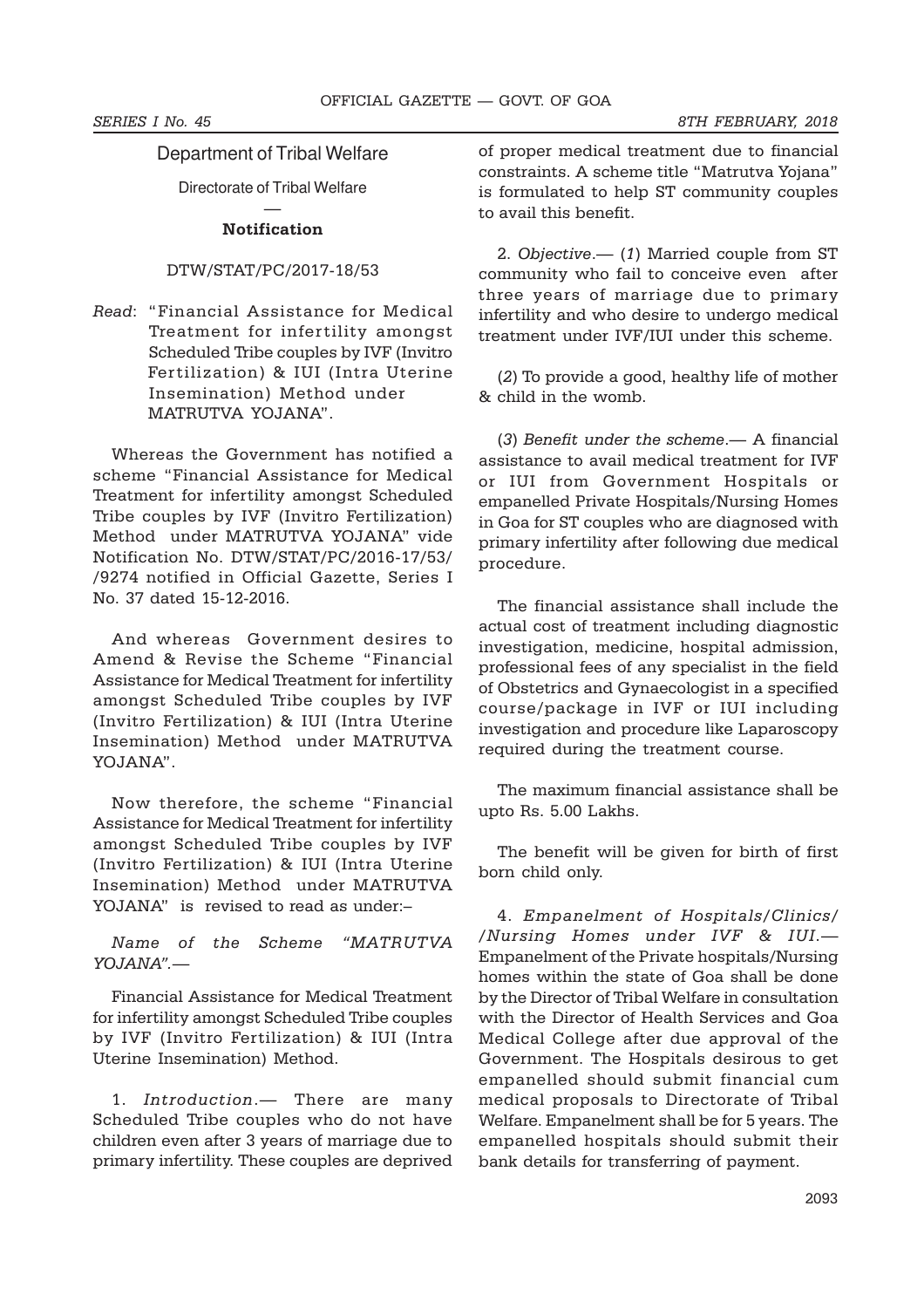## Department of Tribal Welfare

Directorate of Tribal Welfare

—

**Notification**

DTW/STAT/PC/2017-18/53

*Read*: "Financial Assistance for Medical Treatment for infertility amongst Scheduled Tribe couples by IVF (Invitro Fertilization) & IUI (Intra Uterine Insemination) Method under MATRUTVA YOJANA".

Whereas the Government has notified a scheme "Financial Assistance for Medical Treatment for infertility amongst Scheduled Tribe couples by IVF (Invitro Fertilization) Method under MATRUTVA YOJANA" vide Notification No. DTW/STAT/PC/2016-17/53/ /9274 notified in Official Gazette, Series I No. 37 dated 15-12-2016.

And whereas Government desires to Amend & Revise the Scheme "Financial Assistance for Medical Treatment for infertility amongst Scheduled Tribe couples by IVF (Invitro Fertilization) & IUI (Intra Uterine Insemination) Method under MATRUTVA YOJANA".

Now therefore, the scheme "Financial Assistance for Medical Treatment for infertility amongst Scheduled Tribe couples by IVF (Invitro Fertilization) & IUI (Intra Uterine Insemination) Method under MATRUTVA YOJANA" is revised to read as under:–

*Name of the Scheme "MATRUTVA YOJANA".*—

Financial Assistance for Medical Treatment for infertility amongst Scheduled Tribe couples by IVF (Invitro Fertilization) & IUI (Intra Uterine Insemination) Method.

1. *Introduction*.— There are many Scheduled Tribe couples who do not have children even after 3 years of marriage due to primary infertility. These couples are deprived of proper medical treatment due to financial constraints. A scheme title "Matrutva Yojana" is formulated to help ST community couples to avail this benefit.

2. *Objective*.— (*1*) Married couple from ST community who fail to conceive even after three years of marriage due to primary infertility and who desire to undergo medical treatment under IVF/IUI under this scheme.

(*2*) To provide a good, healthy life of mother & child in the womb.

(*3*) *Benefit under the scheme*.— A financial assistance to avail medical treatment for IVF or IUI from Government Hospitals or empanelled Private Hospitals/Nursing Homes in Goa for ST couples who are diagnosed with primary infertility after following due medical procedure.

The financial assistance shall include the actual cost of treatment including diagnostic investigation, medicine, hospital admission, professional fees of any specialist in the field of Obstetrics and Gynaecologist in a specified course/package in IVF or IUI including investigation and procedure like Laparoscopy required during the treatment course.

The maximum financial assistance shall be upto Rs. 5.00 Lakhs.

The benefit will be given for birth of first born child only.

4. *Empanelment of Hospitals/Clinics/ /Nursing Homes under IVF & IUI*.— Empanelment of the Private hospitals/Nursing homes within the state of Goa shall be done by the Director of Tribal Welfare in consultation with the Director of Health Services and Goa Medical College after due approval of the Government. The Hospitals desirous to get empanelled should submit financial cum medical proposals to Directorate of Tribal Welfare. Empanelment shall be for 5 years. The empanelled hospitals should submit their bank details for transferring of payment.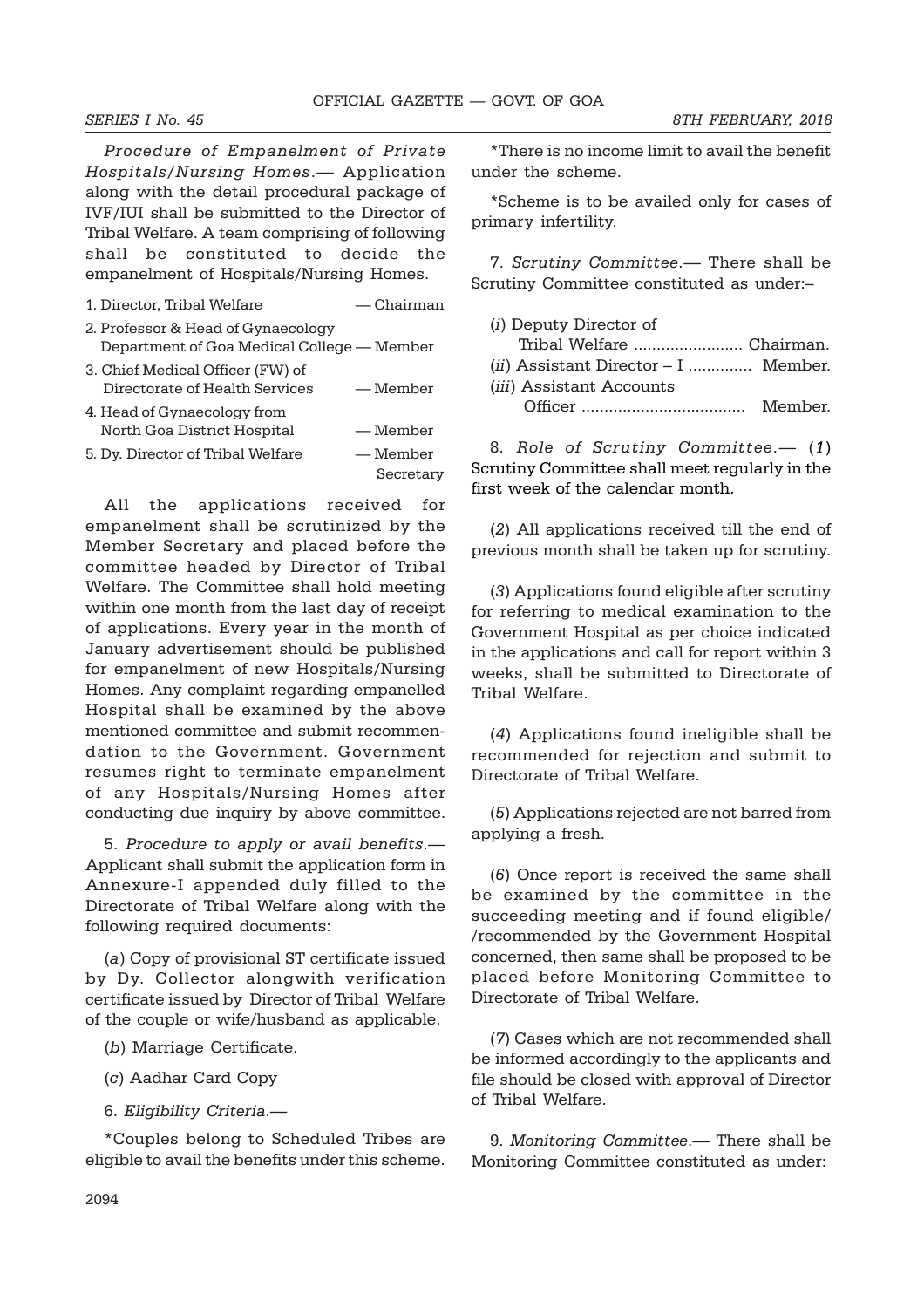*Procedure of Empanelment of Private Hospitals/Nursing Homes*.— Application along with the detail procedural package of IVF/IUI shall be submitted to the Director of Tribal Welfare. A team comprising of following shall be constituted to decide the empanelment of Hospitals/Nursing Homes.

1. Director, Tribal Welfare — Chairman
2. Professor & Head of Gynaecology Department of Goa Medical College — Member
3. Chief Medical Officer (FW) of Directorate of Health Services — Member
4. Head of Gynaecology from North Goa District Hospital — Member
5. Dy. Director of Tribal Welfare — Member Secretary

All the applications received for empanelment shall be scrutinized by the Member Secretary and placed before the committee headed by Director of Tribal Welfare. The Committee shall hold meeting within one month from the last day of receipt of applications. Every year in the month of January advertisement should be published for empanelment of new Hospitals/Nursing Homes. Any complaint regarding empanelled Hospital shall be examined by the above mentioned committee and submit recommendation to the Government. Government resumes right to terminate empanelment of any Hospitals/Nursing Homes after conducting due inquiry by above committee.

5. *Procedure to apply or avail benefits*.— Applicant shall submit the application form in Annexure-I appended duly filled to the Directorate of Tribal Welfare along with the following required documents:

(*a*) Copy of provisional ST certificate issued by Dy. Collector alongwith verification certificate issued by Director of Tribal Welfare of the couple or wife/husband as applicable.

(*b*) Marriage Certificate.

(*c*) Aadhar Card Copy

6. *Eligibility Criteria*.—

*Couples belong to Scheduled Tribes are eligible to avail the benefits under this scheme.

*There is no income limit to avail the benefit under the scheme.

*Scheme is to be availed only for cases of primary infertility.

7. *Scrutiny Committee*.— There shall be Scrutiny Committee constituted as under:–

(*i*) Deputy Director of Tribal Welfare ........................ Chairman.
(*ii*) Assistant Director – I ............. Member.
(*iii*) Assistant Accounts Officer .................................... Member.

8. *Role of Scrutiny Committee*.— (*1*) Scrutiny Committee shall meet regularly in the first week of the calendar month.

(*2*) All applications received till the end of previous month shall be taken up for scrutiny.

(*3*) Applications found eligible after scrutiny for referring to medical examination to the Government Hospital as per choice indicated in the applications and call for report within 3 weeks, shall be submitted to Directorate of Tribal Welfare.

(*4*) Applications found ineligible shall be recommended for rejection and submit to Directorate of Tribal Welfare.

(*5*) Applications rejected are not barred from applying a fresh.

(*6*) Once report is received the same shall be examined by the committee in the succeeding meeting and if found eligible/ /recommended by the Government Hospital concerned, then same shall be proposed to be placed before Monitoring Committee to Directorate of Tribal Welfare.

(*7*) Cases which are not recommended shall be informed accordingly to the applicants and file should be closed with approval of Director of Tribal Welfare.

9. *Monitoring Committee*.— There shall be Monitoring Committee constituted as under: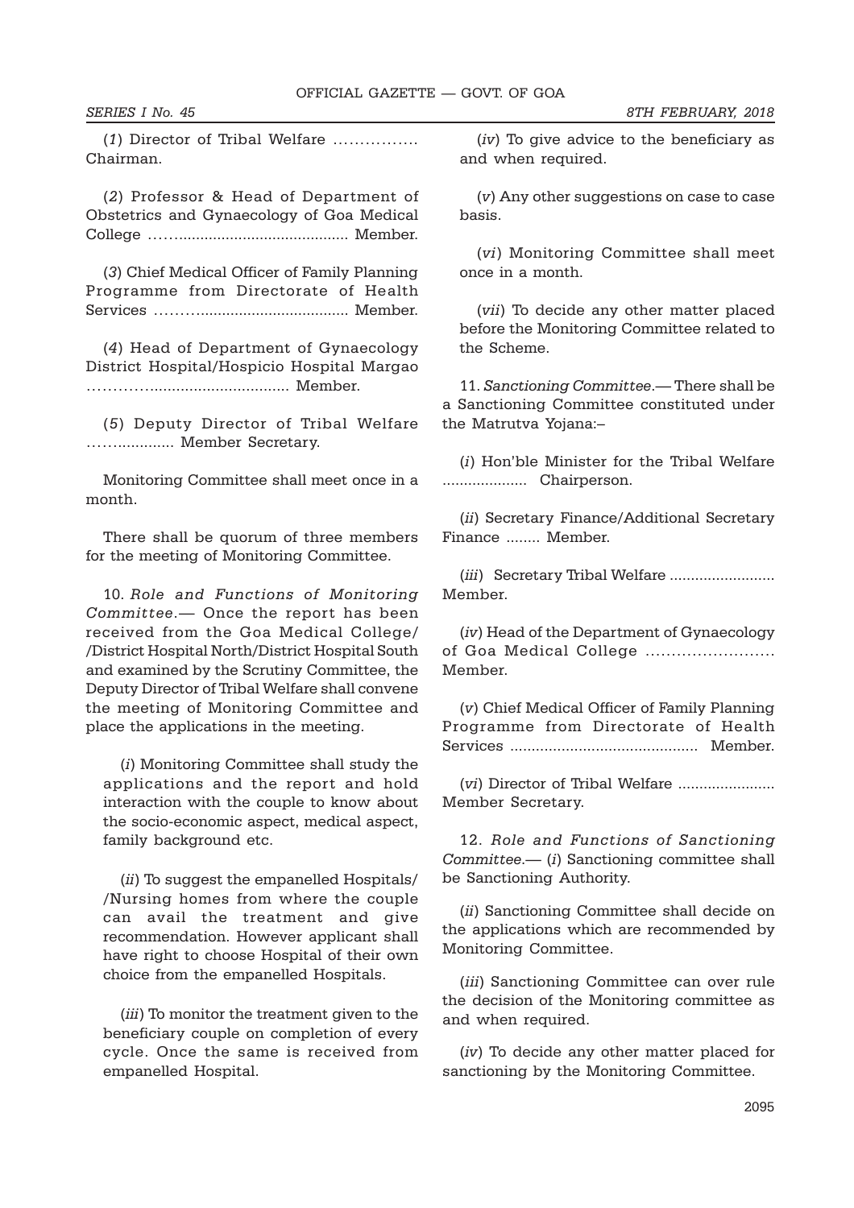(*1*) Director of Tribal Welfare ……………. Chairman.

(*2*) Professor & Head of Department of Obstetrics and Gynaecology of Goa Medical College ……....................................... Member.

(*3*) Chief Medical Officer of Family Planning Programme from Directorate of Health Services ………................................... Member.

(*4*) Head of Department of Gynaecology District Hospital/Hospicio Hospital Margao …………............................... Member.

(*5*) Deputy Director of Tribal Welfare ……............. Member Secretary.

Monitoring Committee shall meet once in a month.

There shall be quorum of three members for the meeting of Monitoring Committee.

10. *Role and Functions of Monitoring Committee*.— Once the report has been received from the Goa Medical College/ /District Hospital North/District Hospital South and examined by the Scrutiny Committee, the Deputy Director of Tribal Welfare shall convene the meeting of Monitoring Committee and place the applications in the meeting.

(*i*) Monitoring Committee shall study the applications and the report and hold interaction with the couple to know about the socio-economic aspect, medical aspect, family background etc.

(*ii*) To suggest the empanelled Hospitals/ /Nursing homes from where the couple can avail the treatment and give recommendation. However applicant shall have right to choose Hospital of their own choice from the empanelled Hospitals.

(*iii*) To monitor the treatment given to the beneficiary couple on completion of every cycle. Once the same is received from empanelled Hospital.

(*iv*) To give advice to the beneficiary as and when required.

(*v*) Any other suggestions on case to case basis.

(*vi*) Monitoring Committee shall meet once in a month.

(*vii*) To decide any other matter placed before the Monitoring Committee related to the Scheme.

11. *Sanctioning Committee*.— There shall be a Sanctioning Committee constituted under the Matrutva Yojana:–

(*i*) Hon'ble Minister for the Tribal Welfare .................... Chairperson.

(*ii*) Secretary Finance/Additional Secretary Finance ........ Member.

(*iii*) Secretary Tribal Welfare ......................... Member.

(*iv*) Head of the Department of Gynaecology of Goa Medical College …………………… Member.

(*v*) Chief Medical Officer of Family Planning Programme from Directorate of Health Services ........................................... Member.

(*vi*) Director of Tribal Welfare ....................... Member Secretary.

12. *Role and Functions of Sanctioning Committee*.— (*i*) Sanctioning committee shall be Sanctioning Authority.

(*ii*) Sanctioning Committee shall decide on the applications which are recommended by Monitoring Committee.

(*iii*) Sanctioning Committee can over rule the decision of the Monitoring committee as and when required.

(*iv*) To decide any other matter placed for sanctioning by the Monitoring Committee.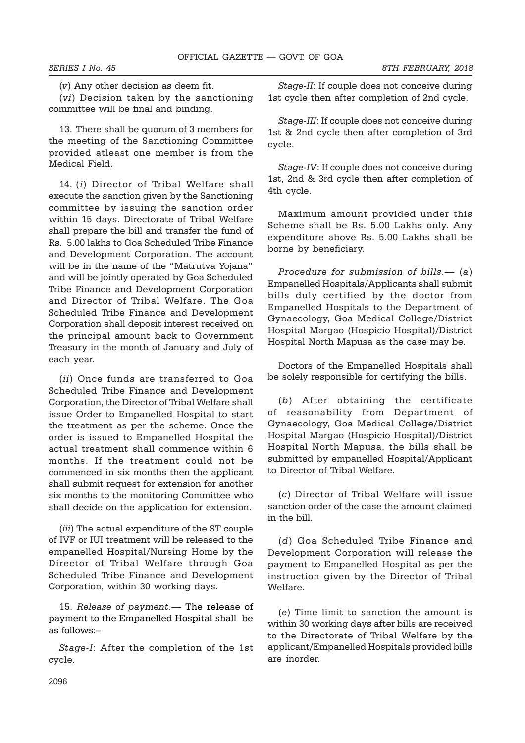(*v*) Any other decision as deem fit.

(*vi*) Decision taken by the sanctioning committee will be final and binding.

13. There shall be quorum of 3 members for the meeting of the Sanctioning Committee provided atleast one member is from the Medical Field.

14. (*i*) Director of Tribal Welfare shall execute the sanction given by the Sanctioning committee by issuing the sanction order within 15 days. Directorate of Tribal Welfare shall prepare the bill and transfer the fund of Rs. 5.00 lakhs to Goa Scheduled Tribe Finance and Development Corporation. The account will be in the name of the "Matrutva Yojana" and will be jointly operated by Goa Scheduled Tribe Finance and Development Corporation and Director of Tribal Welfare. The Goa Scheduled Tribe Finance and Development Corporation shall deposit interest received on the principal amount back to Government Treasury in the month of January and July of each year.

(*ii*) Once funds are transferred to Goa Scheduled Tribe Finance and Development Corporation, the Director of Tribal Welfare shall issue Order to Empanelled Hospital to start the treatment as per the scheme. Once the order is issued to Empanelled Hospital the actual treatment shall commence within 6 months. If the treatment could not be commenced in six months then the applicant shall submit request for extension for another six months to the monitoring Committee who shall decide on the application for extension.

(*iii*) The actual expenditure of the ST couple of IVF or IUI treatment will be released to the empanelled Hospital/Nursing Home by the Director of Tribal Welfare through Goa Scheduled Tribe Finance and Development Corporation, within 30 working days.

15. *Release of payment*.— The release of payment to the Empanelled Hospital shall be as follows:–

*Stage-I*: After the completion of the 1st cycle.

*Stage-II*: If couple does not conceive during 1st cycle then after completion of 2nd cycle.

*Stage-III*: If couple does not conceive during 1st & 2nd cycle then after completion of 3rd cycle.

*Stage-IV*: If couple does not conceive during 1st, 2nd & 3rd cycle then after completion of 4th cycle.

Maximum amount provided under this Scheme shall be Rs. 5.00 Lakhs only. Any expenditure above Rs. 5.00 Lakhs shall be borne by beneficiary.

*Procedure for submission of bills*.— (*a*) Empanelled Hospitals/Applicants shall submit bills duly certified by the doctor from Empanelled Hospitals to the Department of Gynaecology, Goa Medical College/District Hospital Margao (Hospicio Hospital)/District Hospital North Mapusa as the case may be.

Doctors of the Empanelled Hospitals shall be solely responsible for certifying the bills.

(*b*) After obtaining the certificate of reasonability from Department of Gynaecology, Goa Medical College/District Hospital Margao (Hospicio Hospital)/District Hospital North Mapusa, the bills shall be submitted by empanelled Hospital/Applicant to Director of Tribal Welfare.

(*c*) Director of Tribal Welfare will issue sanction order of the case the amount claimed in the bill.

(*d*) Goa Scheduled Tribe Finance and Development Corporation will release the payment to Empanelled Hospital as per the instruction given by the Director of Tribal Welfare.

(*e*) Time limit to sanction the amount is within 30 working days after bills are received to the Directorate of Tribal Welfare by the applicant/Empanelled Hospitals provided bills are inorder.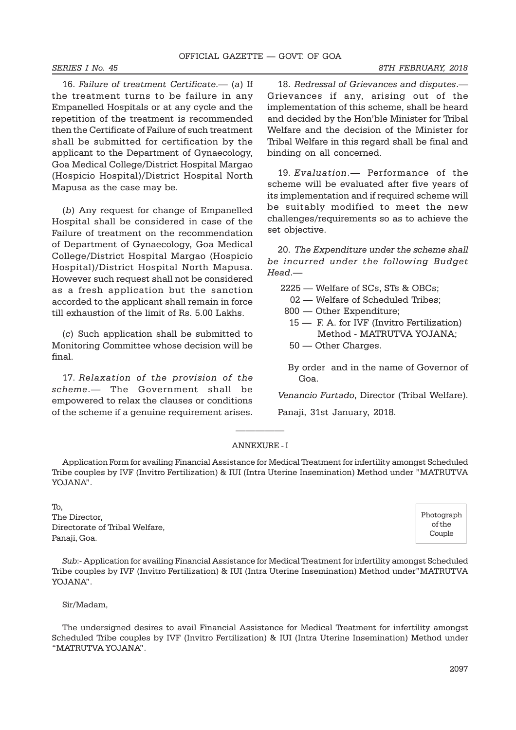16. *Failure of treatment Certificate*.— (*a*) If the treatment turns to be failure in any Empanelled Hospitals or at any cycle and the repetition of the treatment is recommended then the Certificate of Failure of such treatment shall be submitted for certification by the applicant to the Department of Gynaecology, Goa Medical College/District Hospital Margao (Hospicio Hospital)/District Hospital North Mapusa as the case may be.

(*b*) Any request for change of Empanelled Hospital shall be considered in case of the Failure of treatment on the recommendation of Department of Gynaecology, Goa Medical College/District Hospital Margao (Hospicio Hospital)/District Hospital North Mapusa. However such request shall not be considered as a fresh application but the sanction accorded to the applicant shall remain in force till exhaustion of the limit of Rs. 5.00 Lakhs.

(*c*) Such application shall be submitted to Monitoring Committee whose decision will be final.

17. *Relaxation of the provision of the scheme*.— The Government shall be empowered to relax the clauses or conditions of the scheme if a genuine requirement arises.

18. *Redressal of Grievances and disputes*.— Grievances if any, arising out of the implementation of this scheme, shall be heard and decided by the Hon'ble Minister for Tribal Welfare and the decision of the Minister for Tribal Welfare in this regard shall be final and binding on all concerned.

19. *Evaluation*.— Performance of the scheme will be evaluated after five years of its implementation and if required scheme will be suitably modified to meet the new challenges/requirements so as to achieve the set objective.

20. *The Expenditure under the scheme shall be incurred under the following Budget Head*.—

2225 — Welfare of SCs, STs & OBCs;
02 — Welfare of Scheduled Tribes;
800 — Other Expenditure;
15 — F. A. for IVF (Invitro Fertilization) Method - MATRUTVA YOJANA;
50 — Other Charges.

By order and in the name of Governor of Goa.

*Venancio Furtado*, Director (Tribal Welfare).

Panaji, 31st January, 2018.

---

ANNEXURE - I

Application Form for availing Financial Assistance for Medical Treatment for infertility amongst Scheduled Tribe couples by IVF (Invitro Fertilization) & IUI (Intra Uterine Insemination) Method under "MATRUTVA YOJANA".

To,
The Director,
Directorate of Tribal Welfare,
Panaji, Goa.

Photograph of the Couple

*Sub*:- Application for availing Financial Assistance for Medical Treatment for infertility amongst Scheduled Tribe couples by IVF (Invitro Fertilization) & IUI (Intra Uterine Insemination) Method under"MATRUTVA YOJANA".

Sir/Madam,

The undersigned desires to avail Financial Assistance for Medical Treatment for infertility amongst Scheduled Tribe couples by IVF (Invitro Fertilization) & IUI (Intra Uterine Insemination) Method under "MATRUTVA YOJANA".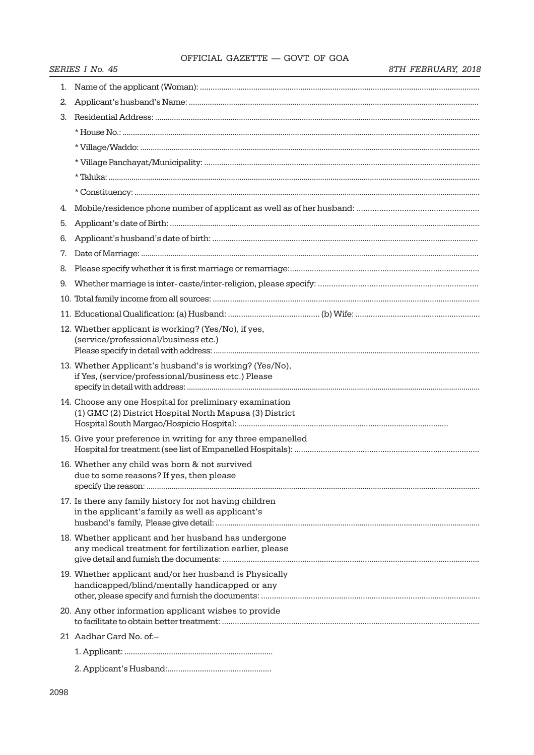1. Name of the applicant (Woman): ...............................................................................................................................

2. Applicant's husband's Name: ..........................................................................................................................................

3. Residential Address: ..........................................................................................................................................................

   * House No.: ....................................................................................................................................................................

   * Village/Waddo: ...........................................................................................................................................................

   * Village Panchayat/Municipality: ...............................................................................................................................

   * Taluka: ........................................................................................................................................................................

   * Constituency: ..............................................................................................................................................................

4. Mobile/residence phone number of applicant as well as of her husband: ....................................................

5. Applicant's date of Birth: ......................................................................................................................................

6. Applicant's husband's date of birth: ........................................................................................................................

7. Date of Marriage: ...........................................................................................................................................................

8. Please specify whether it is first marriage or remarriage:...............................................................................

9. Whether marriage is inter- caste/inter-religion, please specify: ......................................................................

10. Total family income from all sources: ..........................................................................................................................

11. Educational Qualification: (a) Husband: ......................................... (b) Wife: ........................................................

12. Whether applicant is working? (Yes/No), if yes, (service/professional/business etc.) Please specify in detail with address: ...........................................................................................................................

13. Whether Applicant's husband's is working? (Yes/No), if Yes, (service/professional/business etc.) Please specify in detail with address: ..........................................................................................................................

14. Choose any one Hospital for preliminary examination (1) GMC (2) District Hospital North Mapusa (3) District Hospital South Margao/Hospicio Hospital: ..........................................................................................

15. Give your preference in writing for any three empanelled Hospital for treatment (see list of Empanelled Hospitals): ...................................................................................

16. Whether any child was born & not survived due to some reasons? If yes, then please specify the reason: ...........................................................................................................................................

17. Is there any family history for not having children in the applicant's family as well as applicant's husband's family, Please give detail: ..........................................................................................................

18. Whether applicant and her husband has undergone any medical treatment for fertilization earlier, please give detail and furnish the documents: ......................................................................................................

19. Whether applicant and/or her husband is Physically handicapped/blind/mentally handicapped or any other, please specify and furnish the documents: ....................................................................................

20. Any other information applicant wishes to provide to facilitate to obtain better treatment: .....................................................................................................................

21. Aadhar Card No. of:–

    1. Applicant: ....................................................................

    2. Applicant's Husband:...............................................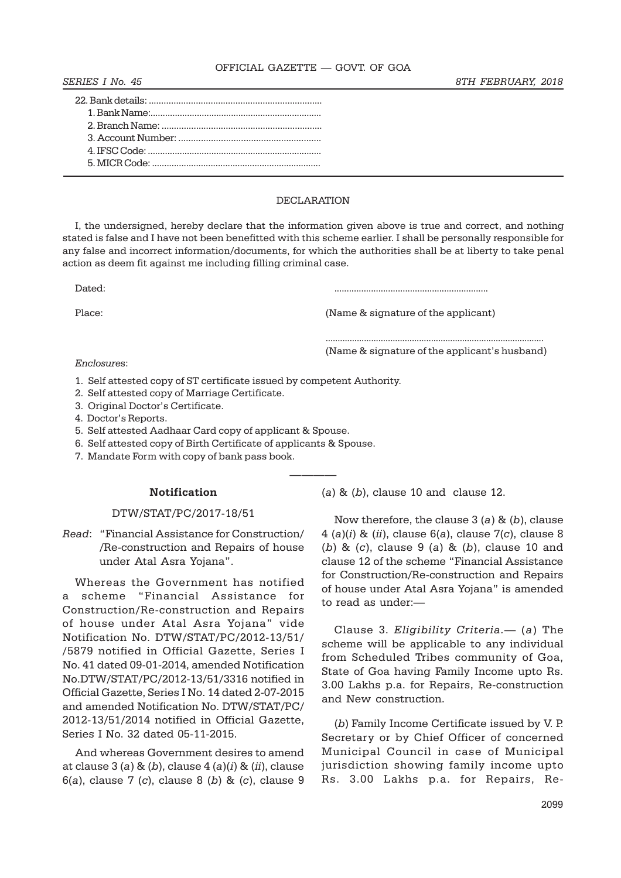22. Bank details: .....................................................................
   1. Bank Name:.....................................................................
   2. Branch Name: ................................................................
   3. Account Number: .........................................................
   4. IFSC Code: ......................................................................
   5. MICR Code: ....................................................................

---

DECLARATION

I, the undersigned, hereby declare that the information given above is true and correct, and nothing stated is false and I have not been benefitted with this scheme earlier. I shall be personally responsible for any false and incorrect information/documents, for which the authorities shall be at liberty to take penal action as deem fit against me including filling criminal case.

Dated: .............................................................

Place: (Name & signature of the applicant)

.........................................................................................

(Name & signature of the applicant's husband)

*Enclosures*:

1. Self attested copy of ST certificate issued by competent Authority.
2. Self attested copy of Marriage Certificate.
3. Original Doctor's Certificate.
4. Doctor's Reports.
5. Self attested Aadhaar Card copy of applicant & Spouse.
6. Self attested copy of Birth Certificate of applicants & Spouse.
7. Mandate Form with copy of bank pass book.

———

**Notification**

DTW/STAT/PC/2017-18/51

*Read*: "Financial Assistance for Construction/ /Re-construction and Repairs of house under Atal Asra Yojana".

Whereas the Government has notified a scheme "Financial Assistance for Construction/Re-construction and Repairs of house under Atal Asra Yojana" vide Notification No. DTW/STAT/PC/2012-13/51/ /5879 notified in Official Gazette, Series I No. 41 dated 09-01-2014, amended Notification No.DTW/STAT/PC/2012-13/51/3316 notified in Official Gazette, Series I No. 14 dated 2-07-2015 and amended Notification No. DTW/STAT/PC/ 2012-13/51/2014 notified in Official Gazette, Series I No. 32 dated 05-11-2015.

And whereas Government desires to amend at clause 3 (*a*) & (*b*), clause 4 (*a*)(*i*) & (*ii*), clause 6(*a*), clause 7 (*c*), clause 8 (*b*) & (*c*), clause 9 (*a*) & (*b*), clause 10 and clause 12.

Now therefore, the clause 3 (*a*) & (*b*), clause 4 (*a*)(*i*) & (*ii*), clause 6(*a*), clause 7(*c*), clause 8 (*b*) & (*c*), clause 9 (*a*) & (*b*), clause 10 and clause 12 of the scheme "Financial Assistance for Construction/Re-construction and Repairs of house under Atal Asra Yojana" is amended to read as under:—

Clause 3. *Eligibility Criteria*.— (*a*) The scheme will be applicable to any individual from Scheduled Tribes community of Goa, State of Goa having Family Income upto Rs. 3.00 Lakhs p.a. for Repairs, Re-construction and New construction.

(*b*) Family Income Certificate issued by V. P. Secretary or by Chief Officer of concerned Municipal Council in case of Municipal jurisdiction showing family income upto Rs. 3.00 Lakhs p.a. for Repairs, Re-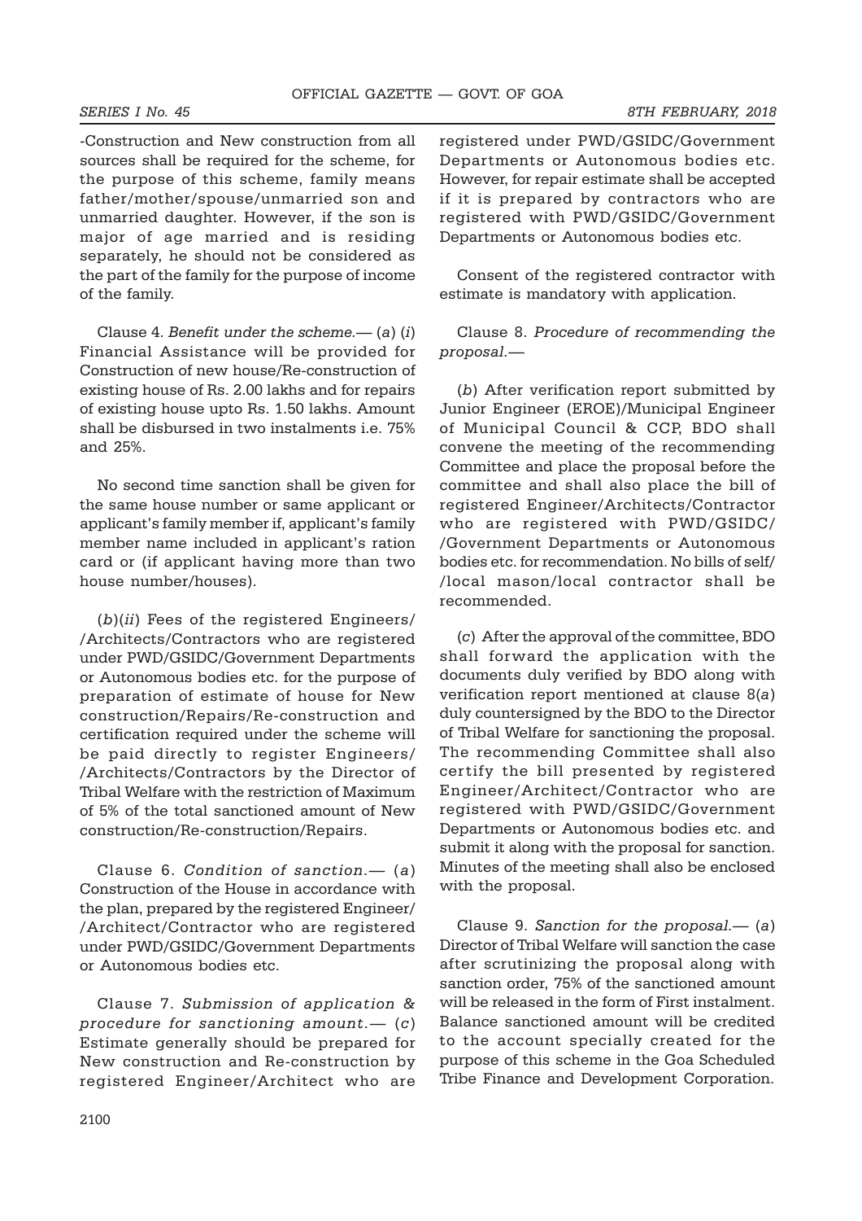-Construction and New construction from all sources shall be required for the scheme, for the purpose of this scheme, family means father/mother/spouse/unmarried son and unmarried daughter. However, if the son is major of age married and is residing separately, he should not be considered as the part of the family for the purpose of income of the family.

Clause 4. *Benefit under the scheme.*— (*a*) (*i*) Financial Assistance will be provided for Construction of new house/Re-construction of existing house of Rs. 2.00 lakhs and for repairs of existing house upto Rs. 1.50 lakhs. Amount shall be disbursed in two instalments i.e. 75% and 25%.

No second time sanction shall be given for the same house number or same applicant or applicant's family member if, applicant's family member name included in applicant's ration card or (if applicant having more than two house number/houses).

(*b*)(*ii*) Fees of the registered Engineers/ /Architects/Contractors who are registered under PWD/GSIDC/Government Departments or Autonomous bodies etc. for the purpose of preparation of estimate of house for New construction/Repairs/Re-construction and certification required under the scheme will be paid directly to register Engineers/ /Architects/Contractors by the Director of Tribal Welfare with the restriction of Maximum of 5% of the total sanctioned amount of New construction/Re-construction/Repairs.

Clause 6. *Condition of sanction.*— (*a*) Construction of the House in accordance with the plan, prepared by the registered Engineer/ /Architect/Contractor who are registered under PWD/GSIDC/Government Departments or Autonomous bodies etc.

Clause 7. *Submission of application & procedure for sanctioning amount.*— (*c*) Estimate generally should be prepared for New construction and Re-construction by registered Engineer/Architect who are registered under PWD/GSIDC/Government Departments or Autonomous bodies etc. However, for repair estimate shall be accepted if it is prepared by contractors who are registered with PWD/GSIDC/Government Departments or Autonomous bodies etc.

Consent of the registered contractor with estimate is mandatory with application.

Clause 8. *Procedure of recommending the proposal.*—

(*b*) After verification report submitted by Junior Engineer (EROE)/Municipal Engineer of Municipal Council & CCP, BDO shall convene the meeting of the recommending Committee and place the proposal before the committee and shall also place the bill of registered Engineer/Architects/Contractor who are registered with PWD/GSIDC/ /Government Departments or Autonomous bodies etc. for recommendation. No bills of self/ /local mason/local contractor shall be recommended.

(*c*) After the approval of the committee, BDO shall forward the application with the documents duly verified by BDO along with verification report mentioned at clause 8(*a*) duly countersigned by the BDO to the Director of Tribal Welfare for sanctioning the proposal. The recommending Committee shall also certify the bill presented by registered Engineer/Architect/Contractor who are registered with PWD/GSIDC/Government Departments or Autonomous bodies etc. and submit it along with the proposal for sanction. Minutes of the meeting shall also be enclosed with the proposal.

Clause 9. *Sanction for the proposal.*— (*a*) Director of Tribal Welfare will sanction the case after scrutinizing the proposal along with sanction order, 75% of the sanctioned amount will be released in the form of First instalment. Balance sanctioned amount will be credited to the account specially created for the purpose of this scheme in the Goa Scheduled Tribe Finance and Development Corporation.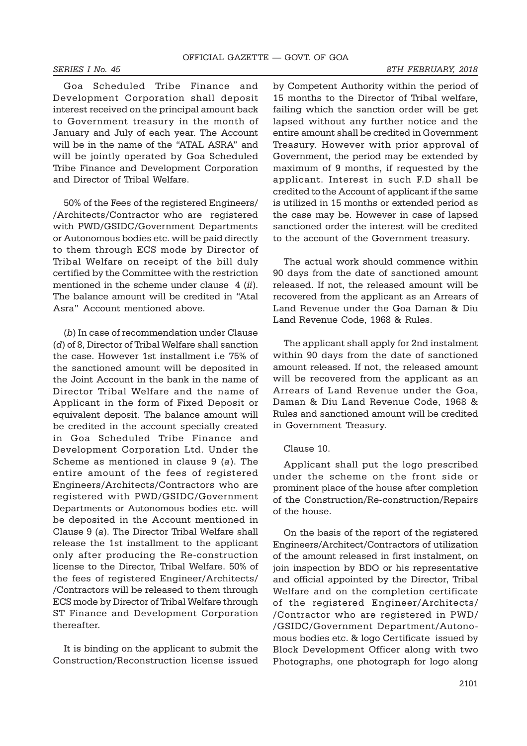Goa Scheduled Tribe Finance and Development Corporation shall deposit interest received on the principal amount back to Government treasury in the month of January and July of each year. The Account will be in the name of the "ATAL ASRA" and will be jointly operated by Goa Scheduled Tribe Finance and Development Corporation and Director of Tribal Welfare.

50% of the Fees of the registered Engineers/ /Architects/Contractor who are registered with PWD/GSIDC/Government Departments or Autonomous bodies etc. will be paid directly to them through ECS mode by Director of Tribal Welfare on receipt of the bill duly certified by the Committee with the restriction mentioned in the scheme under clause 4 (*ii*). The balance amount will be credited in "Atal Asra" Account mentioned above.

(*b*) In case of recommendation under Clause (*d*) of 8, Director of Tribal Welfare shall sanction the case. However 1st installment i.e 75% of the sanctioned amount will be deposited in the Joint Account in the bank in the name of Director Tribal Welfare and the name of Applicant in the form of Fixed Deposit or equivalent deposit. The balance amount will be credited in the account specially created in Goa Scheduled Tribe Finance and Development Corporation Ltd. Under the Scheme as mentioned in clause 9 (*a*). The entire amount of the fees of registered Engineers/Architects/Contractors who are registered with PWD/GSIDC/Government Departments or Autonomous bodies etc. will be deposited in the Account mentioned in Clause 9 (*a*). The Director Tribal Welfare shall release the 1st installment to the applicant only after producing the Re-construction license to the Director, Tribal Welfare. 50% of the fees of registered Engineer/Architects/ /Contractors will be released to them through ECS mode by Director of Tribal Welfare through ST Finance and Development Corporation thereafter.

It is binding on the applicant to submit the Construction/Reconstruction license issued by Competent Authority within the period of 15 months to the Director of Tribal welfare, failing which the sanction order will be get lapsed without any further notice and the entire amount shall be credited in Government Treasury. However with prior approval of Government, the period may be extended by maximum of 9 months, if requested by the applicant. Interest in such F.D shall be credited to the Account of applicant if the same is utilized in 15 months or extended period as the case may be. However in case of lapsed sanctioned order the interest will be credited to the account of the Government treasury.

The actual work should commence within 90 days from the date of sanctioned amount released. If not, the released amount will be recovered from the applicant as an Arrears of Land Revenue under the Goa Daman & Diu Land Revenue Code, 1968 & Rules.

The applicant shall apply for 2nd instalment within 90 days from the date of sanctioned amount released. If not, the released amount will be recovered from the applicant as an Arrears of Land Revenue under the Goa, Daman & Diu Land Revenue Code, 1968 & Rules and sanctioned amount will be credited in Government Treasury.

Clause 10.

Applicant shall put the logo prescribed under the scheme on the front side or prominent place of the house after completion of the Construction/Re-construction/Repairs of the house.

On the basis of the report of the registered Engineers/Architect/Contractors of utilization of the amount released in first instalment, on join inspection by BDO or his representative and official appointed by the Director, Tribal Welfare and on the completion certificate of the registered Engineer/Architects/ /Contractor who are registered in PWD/ /GSIDC/Government Department/Autonomous bodies etc. & logo Certificate issued by Block Development Officer along with two Photographs, one photograph for logo along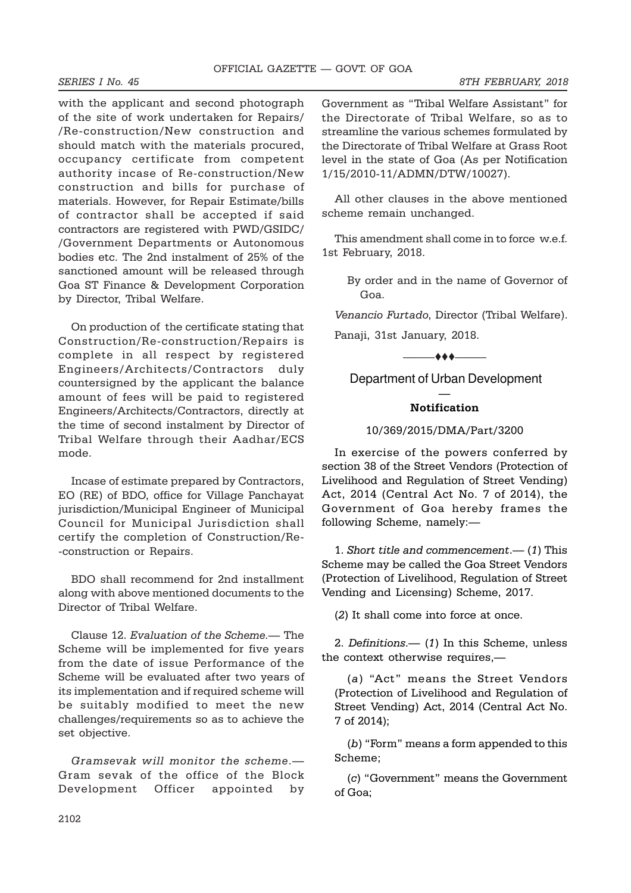with the applicant and second photograph of the site of work undertaken for Repairs/ /Re-construction/New construction and should match with the materials procured, occupancy certificate from competent authority incase of Re-construction/New construction and bills for purchase of materials. However, for Repair Estimate/bills of contractor shall be accepted if said contractors are registered with PWD/GSIDC/ /Government Departments or Autonomous bodies etc. The 2nd instalment of 25% of the sanctioned amount will be released through Goa ST Finance & Development Corporation by Director, Tribal Welfare.

On production of the certificate stating that Construction/Re-construction/Repairs is complete in all respect by registered Engineers/Architects/Contractors duly countersigned by the applicant the balance amount of fees will be paid to registered Engineers/Architects/Contractors, directly at the time of second instalment by Director of Tribal Welfare through their Aadhar/ECS mode.

Incase of estimate prepared by Contractors, EO (RE) of BDO, office for Village Panchayat jurisdiction/Municipal Engineer of Municipal Council for Municipal Jurisdiction shall certify the completion of Construction/Re- -construction or Repairs.

BDO shall recommend for 2nd installment along with above mentioned documents to the Director of Tribal Welfare.

Clause 12. *Evaluation of the Scheme.*— The Scheme will be implemented for five years from the date of issue Performance of the Scheme will be evaluated after two years of its implementation and if required scheme will be suitably modified to meet the new challenges/requirements so as to achieve the set objective.

*Gramsevak will monitor the scheme.*— Gram sevak of the office of the Block Development Officer appointed by Government as "Tribal Welfare Assistant" for the Directorate of Tribal Welfare, so as to streamline the various schemes formulated by the Directorate of Tribal Welfare at Grass Root level in the state of Goa (As per Notification 1/15/2010-11/ADMN/DTW/10027).

All other clauses in the above mentioned scheme remain unchanged.

This amendment shall come in to force w.e.f. 1st February, 2018.

By order and in the name of Governor of Goa.

*Venancio Furtado*, Director (Tribal Welfare).

Panaji, 31st January, 2018.

———♦♦♦———

## Department of Urban Development

—

### Notification

10/369/2015/DMA/Part/3200

In exercise of the powers conferred by section 38 of the Street Vendors (Protection of Livelihood and Regulation of Street Vending) Act, 2014 (Central Act No. 7 of 2014), the Government of Goa hereby frames the following Scheme, namely:—

1. *Short title and commencement*.— (*1*) This Scheme may be called the Goa Street Vendors (Protection of Livelihood, Regulation of Street Vending and Licensing) Scheme, 2017.

(*2*) It shall come into force at once.

2. *Definitions*.— (*1*) In this Scheme, unless the context otherwise requires,—

(*a*) "Act" means the Street Vendors (Protection of Livelihood and Regulation of Street Vending) Act, 2014 (Central Act No. 7 of 2014);

(*b*) "Form" means a form appended to this Scheme;

(*c*) "Government" means the Government of Goa;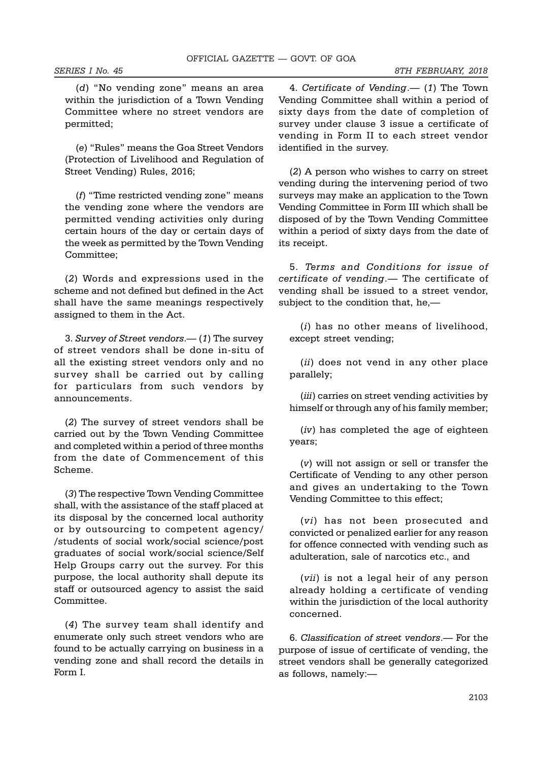(*d*) "No vending zone" means an area within the jurisdiction of a Town Vending Committee where no street vendors are permitted;

(*e*) "Rules" means the Goa Street Vendors (Protection of Livelihood and Regulation of Street Vending) Rules, 2016;

(*f*) "Time restricted vending zone" means the vending zone where the vendors are permitted vending activities only during certain hours of the day or certain days of the week as permitted by the Town Vending Committee;

(*2*) Words and expressions used in the scheme and not defined but defined in the Act shall have the same meanings respectively assigned to them in the Act.

3. *Survey of Street vendors*.— (*1*) The survey of street vendors shall be done in-situ of all the existing street vendors only and no survey shall be carried out by calling for particulars from such vendors by announcements.

(*2*) The survey of street vendors shall be carried out by the Town Vending Committee and completed within a period of three months from the date of Commencement of this Scheme.

(*3*) The respective Town Vending Committee shall, with the assistance of the staff placed at its disposal by the concerned local authority or by outsourcing to competent agency/ /students of social work/social science/post graduates of social work/social science/Self Help Groups carry out the survey. For this purpose, the local authority shall depute its staff or outsourced agency to assist the said Committee.

(*4*) The survey team shall identify and enumerate only such street vendors who are found to be actually carrying on business in a vending zone and shall record the details in Form I.

4. *Certificate of Vending*.— (*1*) The Town Vending Committee shall within a period of sixty days from the date of completion of survey under clause 3 issue a certificate of vending in Form II to each street vendor identified in the survey.

(*2*) A person who wishes to carry on street vending during the intervening period of two surveys may make an application to the Town Vending Committee in Form III which shall be disposed of by the Town Vending Committee within a period of sixty days from the date of its receipt.

5. *Terms and Conditions for issue of certificate of vending*.— The certificate of vending shall be issued to a street vendor, subject to the condition that, he,—

(*i*) has no other means of livelihood, except street vending;

(*ii*) does not vend in any other place parallely;

(*iii*) carries on street vending activities by himself or through any of his family member;

(*iv*) has completed the age of eighteen years;

(*v*) will not assign or sell or transfer the Certificate of Vending to any other person and gives an undertaking to the Town Vending Committee to this effect;

(*vi*) has not been prosecuted and convicted or penalized earlier for any reason for offence connected with vending such as adulteration, sale of narcotics etc., and

(*vii*) is not a legal heir of any person already holding a certificate of vending within the jurisdiction of the local authority concerned.

6. *Classification of street vendors*.— For the purpose of issue of certificate of vending, the street vendors shall be generally categorized as follows, namely:—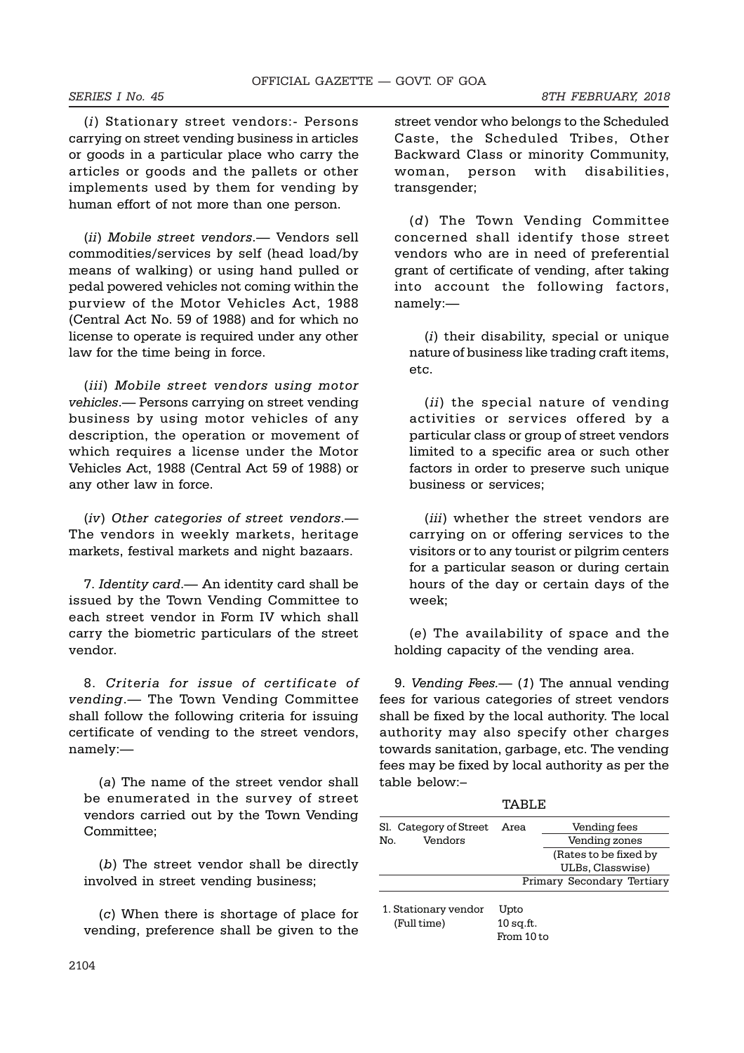(*i*) Stationary street vendors:- Persons carrying on street vending business in articles or goods in a particular place who carry the articles or goods and the pallets or other implements used by them for vending by human effort of not more than one person.

(*ii*) *Mobile street vendors*.— Vendors sell commodities/services by self (head load/by means of walking) or using hand pulled or pedal powered vehicles not coming within the purview of the Motor Vehicles Act, 1988 (Central Act No. 59 of 1988) and for which no license to operate is required under any other law for the time being in force.

(*iii*) *Mobile street vendors using motor vehicles*.— Persons carrying on street vending business by using motor vehicles of any description, the operation or movement of which requires a license under the Motor Vehicles Act, 1988 (Central Act 59 of 1988) or any other law in force.

(*iv*) *Other categories of street vendors*.— The vendors in weekly markets, heritage markets, festival markets and night bazaars.

7. *Identity card*.— An identity card shall be issued by the Town Vending Committee to each street vendor in Form IV which shall carry the biometric particulars of the street vendor.

8. *Criteria for issue of certificate of vending*.— The Town Vending Committee shall follow the following criteria for issuing certificate of vending to the street vendors, namely:—

(*a*) The name of the street vendor shall be enumerated in the survey of street vendors carried out by the Town Vending Committee;

(*b*) The street vendor shall be directly involved in street vending business;

(*c*) When there is shortage of place for vending, preference shall be given to the street vendor who belongs to the Scheduled Caste, the Scheduled Tribes, Other Backward Class or minority Community, woman, person with disabilities, transgender;

(*d*) The Town Vending Committee concerned shall identify those street vendors who are in need of preferential grant of certificate of vending, after taking into account the following factors, namely:—

(*i*) their disability, special or unique nature of business like trading craft items, etc.

(*ii*) the special nature of vending activities or services offered by a particular class or group of street vendors limited to a specific area or such other factors in order to preserve such unique business or services;

(*iii*) whether the street vendors are carrying on or offering services to the visitors or to any tourist or pilgrim centers for a particular season or during certain hours of the day or certain days of the week;

(*e*) The availability of space and the holding capacity of the vending area.

9. *Vending Fees*.— (*1*) The annual vending fees for various categories of street vendors shall be fixed by the local authority. The local authority may also specify other charges towards sanitation, garbage, etc. The vending fees may be fixed by local authority as per the table below:–

TABLE

| Sl. No. | Category of Street Vendors | Area | Vending fees | | |
|---|---|---|---|---|---|
| | | | Vending zones (Rates to be fixed by ULBs, Classwise) | | |
| | | | Primary | Secondary | Tertiary |
| 1. | Stationary vendor (Full time) | Upto 10 sq.ft. | | | |
| | | From 10 to | | | |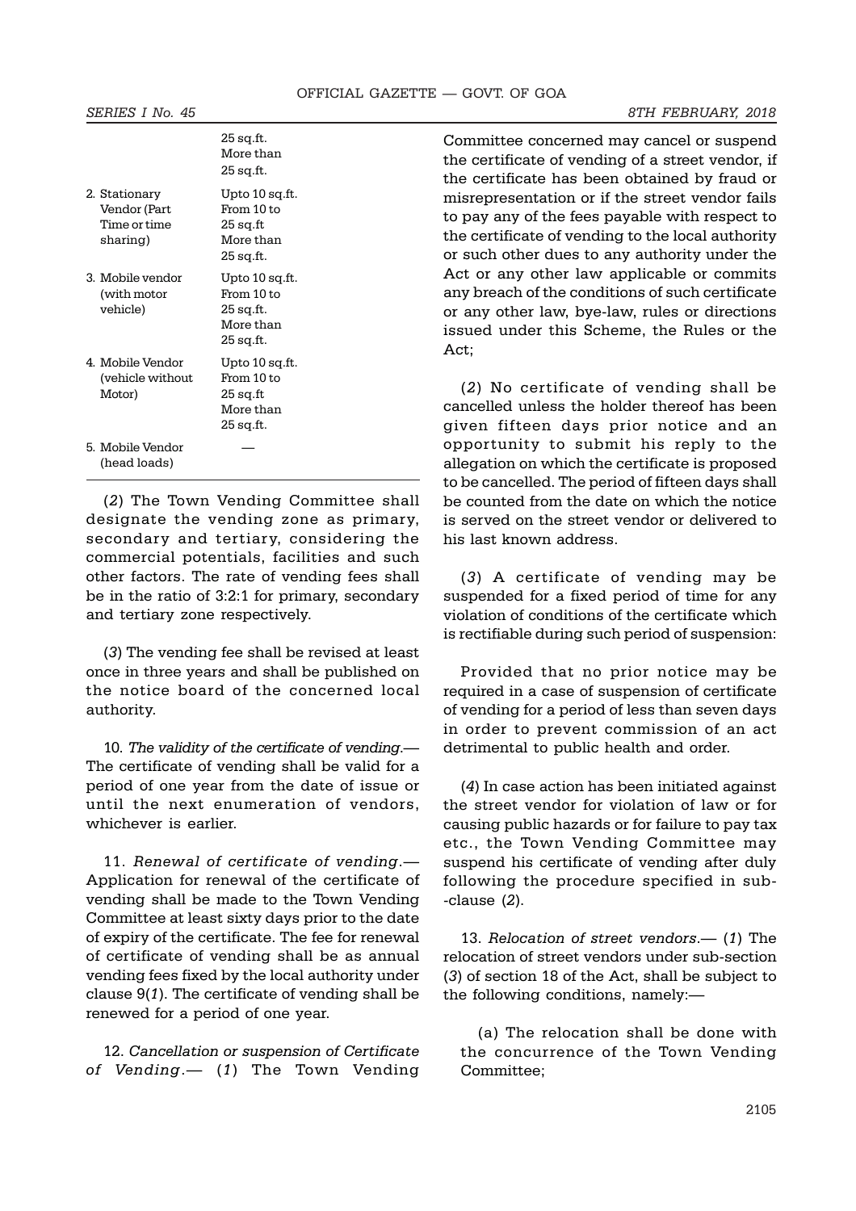| | |
|---|---|
| | 25 sq.ft. More than 25 sq.ft. |
| 2. Stationary Vendor (Part Time or time sharing) | Upto 10 sq.ft. From 10 to 25 sq.ft More than 25 sq.ft. |
| 3. Mobile vendor (with motor vehicle) | Upto 10 sq.ft. From 10 to 25 sq.ft. More than 25 sq.ft. |
| 4. Mobile Vendor (vehicle without Motor) | Upto 10 sq.ft. From 10 to 25 sq.ft More than 25 sq.ft. |
| 5. Mobile Vendor (head loads) | — |

(*2*) The Town Vending Committee shall designate the vending zone as primary, secondary and tertiary, considering the commercial potentials, facilities and such other factors. The rate of vending fees shall be in the ratio of 3:2:1 for primary, secondary and tertiary zone respectively.

(*3*) The vending fee shall be revised at least once in three years and shall be published on the notice board of the concerned local authority.

10. *The validity of the certificate of vending*.— The certificate of vending shall be valid for a period of one year from the date of issue or until the next enumeration of vendors, whichever is earlier.

11. *Renewal of certificate of vending*.— Application for renewal of the certificate of vending shall be made to the Town Vending Committee at least sixty days prior to the date of expiry of the certificate. The fee for renewal of certificate of vending shall be as annual vending fees fixed by the local authority under clause 9(*1*). The certificate of vending shall be renewed for a period of one year.

12. *Cancellation or suspension of Certificate of Vending*.— (*1*) The Town Vending Committee concerned may cancel or suspend the certificate of vending of a street vendor, if the certificate has been obtained by fraud or misrepresentation or if the street vendor fails to pay any of the fees payable with respect to the certificate of vending to the local authority or such other dues to any authority under the Act or any other law applicable or commits any breach of the conditions of such certificate or any other law, bye-law, rules or directions issued under this Scheme, the Rules or the Act;

(*2*) No certificate of vending shall be cancelled unless the holder thereof has been given fifteen days prior notice and an opportunity to submit his reply to the allegation on which the certificate is proposed to be cancelled. The period of fifteen days shall be counted from the date on which the notice is served on the street vendor or delivered to his last known address.

(*3*) A certificate of vending may be suspended for a fixed period of time for any violation of conditions of the certificate which is rectifiable during such period of suspension:

Provided that no prior notice may be required in a case of suspension of certificate of vending for a period of less than seven days in order to prevent commission of an act detrimental to public health and order.

(*4*) In case action has been initiated against the street vendor for violation of law or for causing public hazards or for failure to pay tax etc., the Town Vending Committee may suspend his certificate of vending after duly following the procedure specified in sub-clause (*2*).

13. *Relocation of street vendors*.— (*1*) The relocation of street vendors under sub-section (*3*) of section 18 of the Act, shall be subject to the following conditions, namely:—

(a) The relocation shall be done with the concurrence of the Town Vending Committee;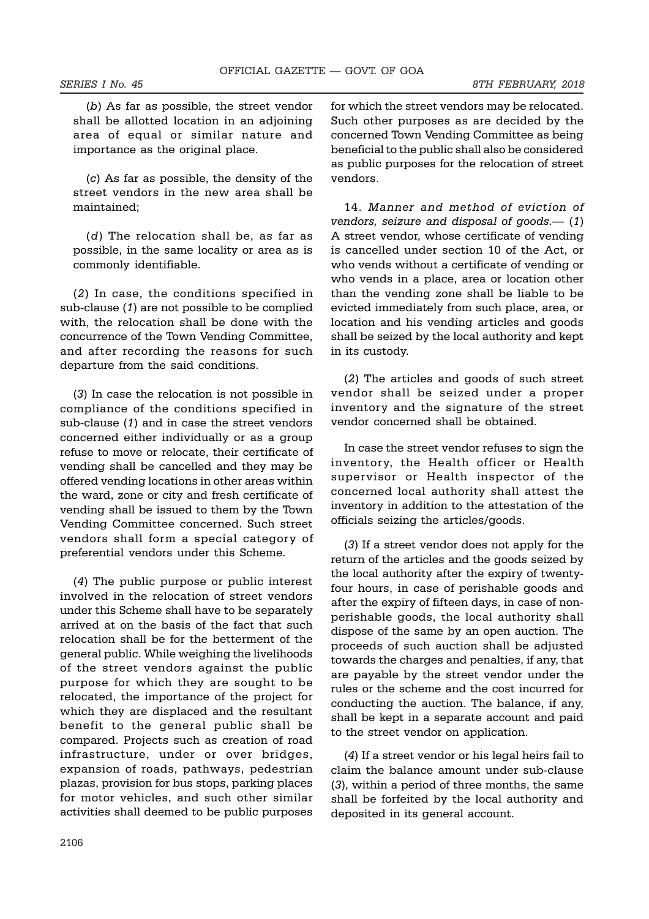(*b*) As far as possible, the street vendor shall be allotted location in an adjoining area of equal or similar nature and importance as the original place.

(*c*) As far as possible, the density of the street vendors in the new area shall be maintained;

(*d*) The relocation shall be, as far as possible, in the same locality or area as is commonly identifiable.

(*2*) In case, the conditions specified in sub-clause (*1*) are not possible to be complied with, the relocation shall be done with the concurrence of the Town Vending Committee, and after recording the reasons for such departure from the said conditions.

(*3*) In case the relocation is not possible in compliance of the conditions specified in sub-clause (*1*) and in case the street vendors concerned either individually or as a group refuse to move or relocate, their certificate of vending shall be cancelled and they may be offered vending locations in other areas within the ward, zone or city and fresh certificate of vending shall be issued to them by the Town Vending Committee concerned. Such street vendors shall form a special category of preferential vendors under this Scheme.

(*4*) The public purpose or public interest involved in the relocation of street vendors under this Scheme shall have to be separately arrived at on the basis of the fact that such relocation shall be for the betterment of the general public. While weighing the livelihoods of the street vendors against the public purpose for which they are sought to be relocated, the importance of the project for which they are displaced and the resultant benefit to the general public shall be compared. Projects such as creation of road infrastructure, under or over bridges, expansion of roads, pathways, pedestrian plazas, provision for bus stops, parking places for motor vehicles, and such other similar activities shall deemed to be public purposes for which the street vendors may be relocated. Such other purposes as are decided by the concerned Town Vending Committee as being beneficial to the public shall also be considered as public purposes for the relocation of street vendors.

14. *Manner and method of eviction of vendors, seizure and disposal of goods.*— (*1*) A street vendor, whose certificate of vending is cancelled under section 10 of the Act, or who vends without a certificate of vending or who vends in a place, area or location other than the vending zone shall be liable to be evicted immediately from such place, area, or location and his vending articles and goods shall be seized by the local authority and kept in its custody.

(*2*) The articles and goods of such street vendor shall be seized under a proper inventory and the signature of the street vendor concerned shall be obtained.

In case the street vendor refuses to sign the inventory, the Health officer or Health supervisor or Health inspector of the concerned local authority shall attest the inventory in addition to the attestation of the officials seizing the articles/goods.

(*3*) If a street vendor does not apply for the return of the articles and the goods seized by the local authority after the expiry of twenty-four hours, in case of perishable goods and after the expiry of fifteen days, in case of non-perishable goods, the local authority shall dispose of the same by an open auction. The proceeds of such auction shall be adjusted towards the charges and penalties, if any, that are payable by the street vendor under the rules or the scheme and the cost incurred for conducting the auction. The balance, if any, shall be kept in a separate account and paid to the street vendor on application.

(*4*) If a street vendor or his legal heirs fail to claim the balance amount under sub-clause (*3*), within a period of three months, the same shall be forfeited by the local authority and deposited in its general account.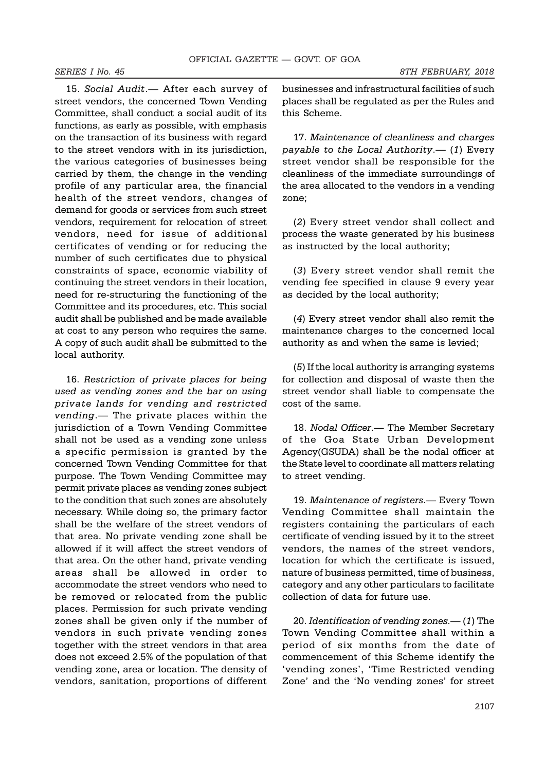15. *Social Audit*.— After each survey of street vendors, the concerned Town Vending Committee, shall conduct a social audit of its functions, as early as possible, with emphasis on the transaction of its business with regard to the street vendors with in its jurisdiction, the various categories of businesses being carried by them, the change in the vending profile of any particular area, the financial health of the street vendors, changes of demand for goods or services from such street vendors, requirement for relocation of street vendors, need for issue of additional certificates of vending or for reducing the number of such certificates due to physical constraints of space, economic viability of continuing the street vendors in their location, need for re-structuring the functioning of the Committee and its procedures, etc. This social audit shall be published and be made available at cost to any person who requires the same. A copy of such audit shall be submitted to the local authority.

16. *Restriction of private places for being used as vending zones and the bar on using private lands for vending and restricted vending*.— The private places within the jurisdiction of a Town Vending Committee shall not be used as a vending zone unless a specific permission is granted by the concerned Town Vending Committee for that purpose. The Town Vending Committee may permit private places as vending zones subject to the condition that such zones are absolutely necessary. While doing so, the primary factor shall be the welfare of the street vendors of that area. No private vending zone shall be allowed if it will affect the street vendors of that area. On the other hand, private vending areas shall be allowed in order to accommodate the street vendors who need to be removed or relocated from the public places. Permission for such private vending zones shall be given only if the number of vendors in such private vending zones together with the street vendors in that area does not exceed 2.5% of the population of that vending zone, area or location. The density of vendors, sanitation, proportions of different businesses and infrastructural facilities of such places shall be regulated as per the Rules and this Scheme.

17. *Maintenance of cleanliness and charges payable to the Local Authority*.— (*1*) Every street vendor shall be responsible for the cleanliness of the immediate surroundings of the area allocated to the vendors in a vending zone;

(*2*) Every street vendor shall collect and process the waste generated by his business as instructed by the local authority;

(*3*) Every street vendor shall remit the vending fee specified in clause 9 every year as decided by the local authority;

(*4*) Every street vendor shall also remit the maintenance charges to the concerned local authority as and when the same is levied;

(*5*) If the local authority is arranging systems for collection and disposal of waste then the street vendor shall liable to compensate the cost of the same.

18. *Nodal Officer*.— The Member Secretary of the Goa State Urban Development Agency(GSUDA) shall be the nodal officer at the State level to coordinate all matters relating to street vending.

19. *Maintenance of registers*.— Every Town Vending Committee shall maintain the registers containing the particulars of each certificate of vending issued by it to the street vendors, the names of the street vendors, location for which the certificate is issued, nature of business permitted, time of business, category and any other particulars to facilitate collection of data for future use.

20. *Identification of vending zones*.— (*1*) The Town Vending Committee shall within a period of six months from the date of commencement of this Scheme identify the 'vending zones', 'Time Restricted vending Zone' and the 'No vending zones' for street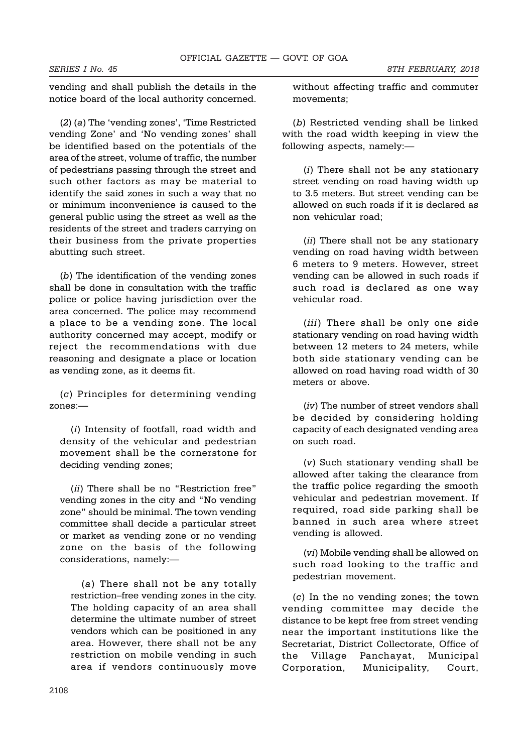vending and shall publish the details in the notice board of the local authority concerned.

(2) (*a*) The 'vending zones', 'Time Restricted vending Zone' and 'No vending zones' shall be identified based on the potentials of the area of the street, volume of traffic, the number of pedestrians passing through the street and such other factors as may be material to identify the said zones in such a way that no or minimum inconvenience is caused to the general public using the street as well as the residents of the street and traders carrying on their business from the private properties abutting such street.

(*b*) The identification of the vending zones shall be done in consultation with the traffic police or police having jurisdiction over the area concerned. The police may recommend a place to be a vending zone. The local authority concerned may accept, modify or reject the recommendations with due reasoning and designate a place or location as vending zone, as it deems fit.

(*c*) Principles for determining vending zones:—

(*i*) Intensity of footfall, road width and density of the vehicular and pedestrian movement shall be the cornerstone for deciding vending zones;

(*ii*) There shall be no "Restriction free" vending zones in the city and "No vending zone" should be minimal. The town vending committee shall decide a particular street or market as vending zone or no vending zone on the basis of the following considerations, namely:—

(*a*) There shall not be any totally restriction–free vending zones in the city. The holding capacity of an area shall determine the ultimate number of street vendors which can be positioned in any area. However, there shall not be any restriction on mobile vending in such area if vendors continuously move without affecting traffic and commuter movements;

(*b*) Restricted vending shall be linked with the road width keeping in view the following aspects, namely:—

(*i*) There shall not be any stationary street vending on road having width up to 3.5 meters. But street vending can be allowed on such roads if it is declared as non vehicular road;

(*ii*) There shall not be any stationary vending on road having width between 6 meters to 9 meters. However, street vending can be allowed in such roads if such road is declared as one way vehicular road.

(*iii*) There shall be only one side stationary vending on road having width between 12 meters to 24 meters, while both side stationary vending can be allowed on road having road width of 30 meters or above.

(*iv*) The number of street vendors shall be decided by considering holding capacity of each designated vending area on such road.

(*v*) Such stationary vending shall be allowed after taking the clearance from the traffic police regarding the smooth vehicular and pedestrian movement. If required, road side parking shall be banned in such area where street vending is allowed.

(*vi*) Mobile vending shall be allowed on such road looking to the traffic and pedestrian movement.

(*c*) In the no vending zones; the town vending committee may decide the distance to be kept free from street vending near the important institutions like the Secretariat, District Collectorate, Office of the Village Panchayat, Municipal Corporation, Municipality, Court,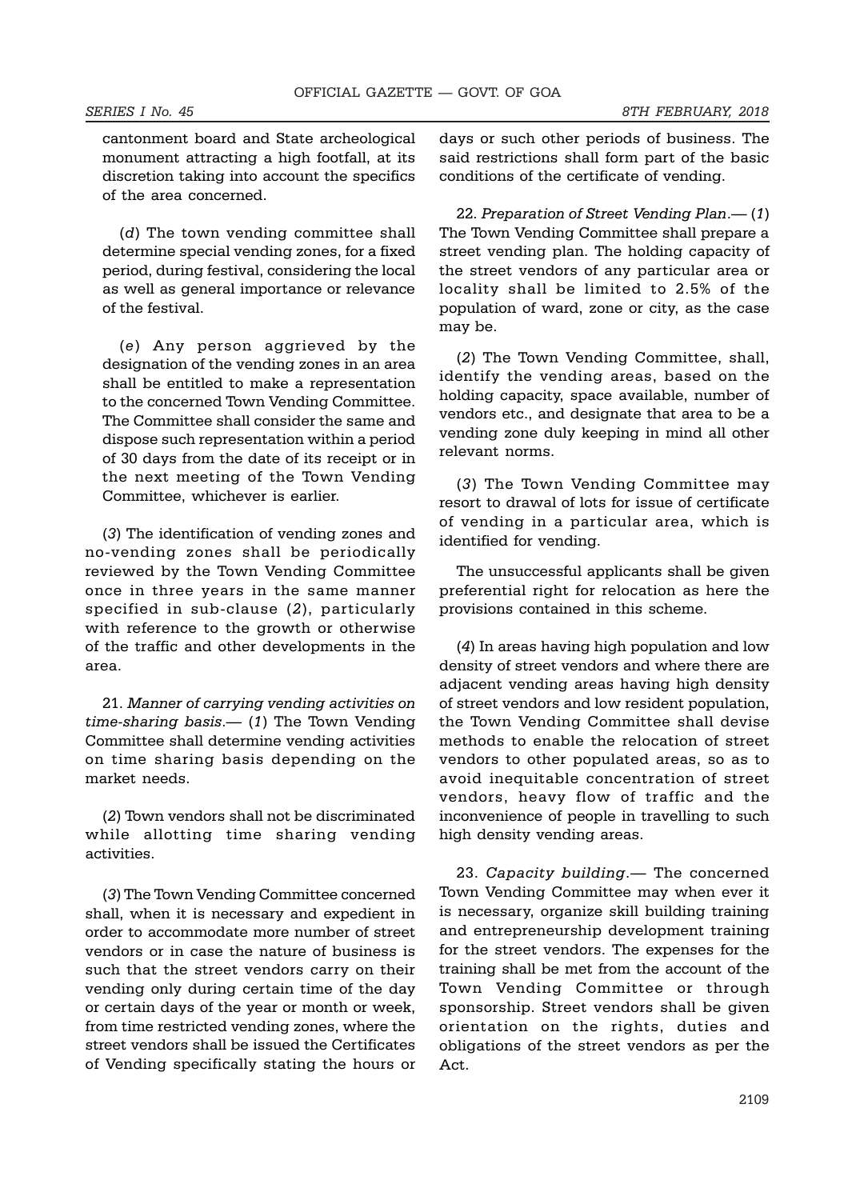cantonment board and State archeological monument attracting a high footfall, at its discretion taking into account the specifics of the area concerned.

(*d*) The town vending committee shall determine special vending zones, for a fixed period, during festival, considering the local as well as general importance or relevance of the festival.

(*e*) Any person aggrieved by the designation of the vending zones in an area shall be entitled to make a representation to the concerned Town Vending Committee. The Committee shall consider the same and dispose such representation within a period of 30 days from the date of its receipt or in the next meeting of the Town Vending Committee, whichever is earlier.

(*3*) The identification of vending zones and no-vending zones shall be periodically reviewed by the Town Vending Committee once in three years in the same manner specified in sub-clause (*2*), particularly with reference to the growth or otherwise of the traffic and other developments in the area.

21. *Manner of carrying vending activities on time-sharing basis*.— (*1*) The Town Vending Committee shall determine vending activities on time sharing basis depending on the market needs.

(*2*) Town vendors shall not be discriminated while allotting time sharing vending activities.

(*3*) The Town Vending Committee concerned shall, when it is necessary and expedient in order to accommodate more number of street vendors or in case the nature of business is such that the street vendors carry on their vending only during certain time of the day or certain days of the year or month or week, from time restricted vending zones, where the street vendors shall be issued the Certificates of Vending specifically stating the hours or days or such other periods of business. The said restrictions shall form part of the basic conditions of the certificate of vending.

22. *Preparation of Street Vending Plan*.— (*1*) The Town Vending Committee shall prepare a street vending plan. The holding capacity of the street vendors of any particular area or locality shall be limited to 2.5% of the population of ward, zone or city, as the case may be.

(*2*) The Town Vending Committee, shall, identify the vending areas, based on the holding capacity, space available, number of vendors etc., and designate that area to be a vending zone duly keeping in mind all other relevant norms.

(*3*) The Town Vending Committee may resort to drawal of lots for issue of certificate of vending in a particular area, which is identified for vending.

The unsuccessful applicants shall be given preferential right for relocation as here the provisions contained in this scheme.

(*4*) In areas having high population and low density of street vendors and where there are adjacent vending areas having high density of street vendors and low resident population, the Town Vending Committee shall devise methods to enable the relocation of street vendors to other populated areas, so as to avoid inequitable concentration of street vendors, heavy flow of traffic and the inconvenience of people in travelling to such high density vending areas.

23. *Capacity building*.— The concerned Town Vending Committee may when ever it is necessary, organize skill building training and entrepreneurship development training for the street vendors. The expenses for the training shall be met from the account of the Town Vending Committee or through sponsorship. Street vendors shall be given orientation on the rights, duties and obligations of the street vendors as per the Act.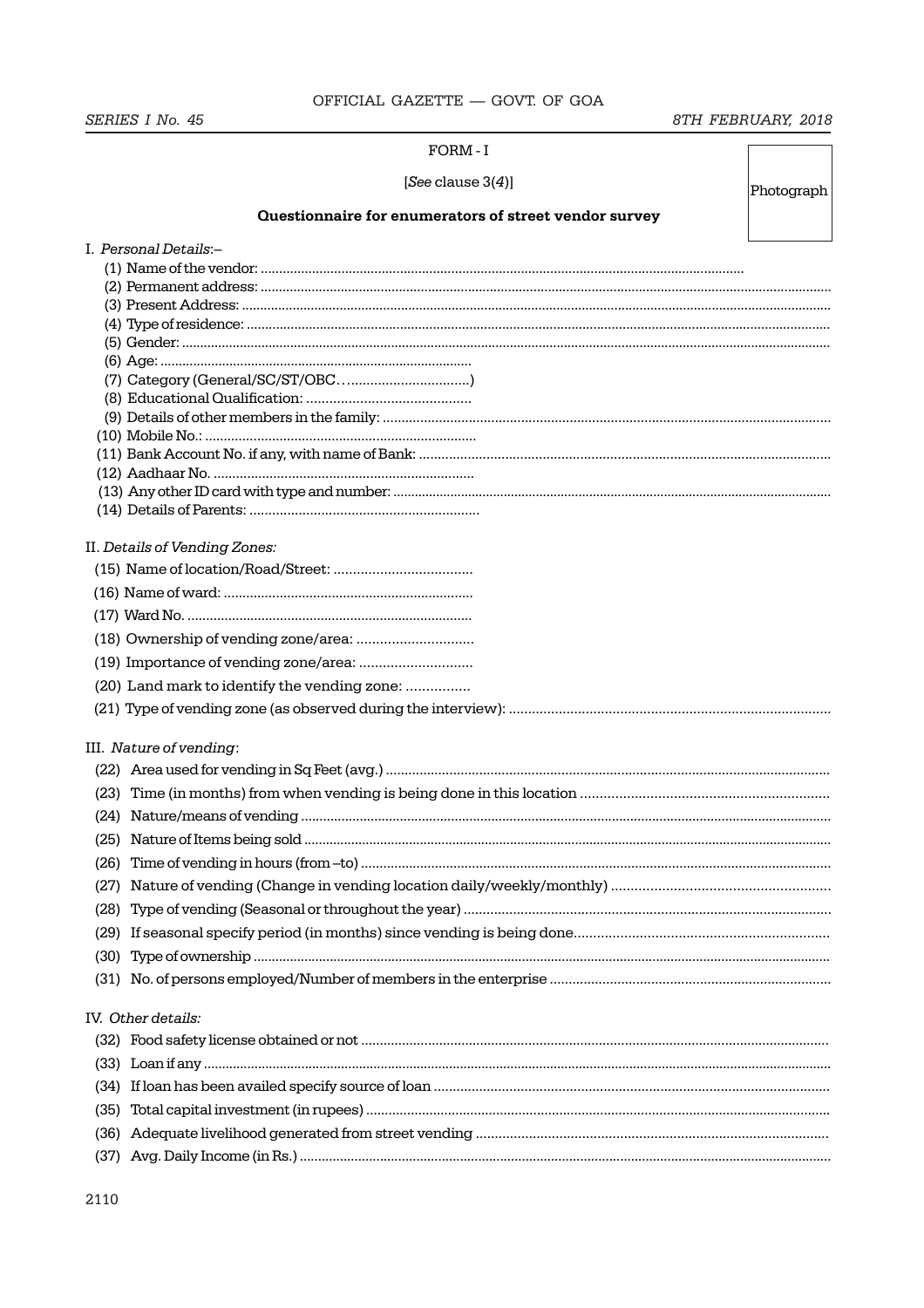FORM - I

[*See* clause 3(*4*)]

Photograph

**Questionnaire for enumerators of street vendor survey**

I. *Personal Details*:–

(1) Name of the vendor: ..........................................................................................................................

(2) Permanent address: ..........................................................................................................................

(3) Present Address: ..........................................................................................................................

(4) Type of residence: ..........................................................................................................................

(5) Gender: ..........................................................................................................................

(6) Age: ......................................................................................

(7) Category (General/SC/ST/OBC…................................)

(8) Educational Qualification: ..........................................

(9) Details of other members in the family: ..........................................................................................................................

(10) Mobile No.: ......................................................................

(11) Bank Account No. if any, with name of Bank: ..........................................................................................................................

(12) Aadhaar No. ......................................................................

(13) Any other ID card with type and number: ..........................................................................................................................

(14) Details of Parents: ............................................................

II. *Details of Vending Zones:*

(15) Name of location/Road/Street: ...................................

(16) Name of ward: ..................................................................

(17) Ward No. ............................................................................

(18) Ownership of vending zone/area: .............................

(19) Importance of vending zone/area: ............................

(20) Land mark to identify the vending zone: ................

(21) Type of vending zone (as observed during the interview): ..........................................................................................................................

III. *Nature of vending*:

(22) Area used for vending in Sq Feet (avg.) ..........................................................................................................................

(23) Time (in months) from when vending is being done in this location ..........................................................................................................................

(24) Nature/means of vending ..........................................................................................................................

(25) Nature of Items being sold ..........................................................................................................................

(26) Time of vending in hours (from –to) ..........................................................................................................................

(27) Nature of vending (Change in vending location daily/weekly/monthly) ..........................................................................................................................

(28) Type of vending (Seasonal or throughout the year) ..........................................................................................................................

(29) If seasonal specify period (in months) since vending is being done..........................................................................................................................

(30) Type of ownership ..........................................................................................................................

(31) No. of persons employed/Number of members in the enterprise ..........................................................................................................................

IV. *Other details:*

(32) Food safety license obtained or not ..........................................................................................................................

(33) Loan if any ..........................................................................................................................

(34) If loan has been availed specify source of loan ..........................................................................................................................

(35) Total capital investment (in rupees) ..........................................................................................................................

(36) Adequate livelihood generated from street vending ..........................................................................................................................

(37) Avg. Daily Income (in Rs.) ..........................................................................................................................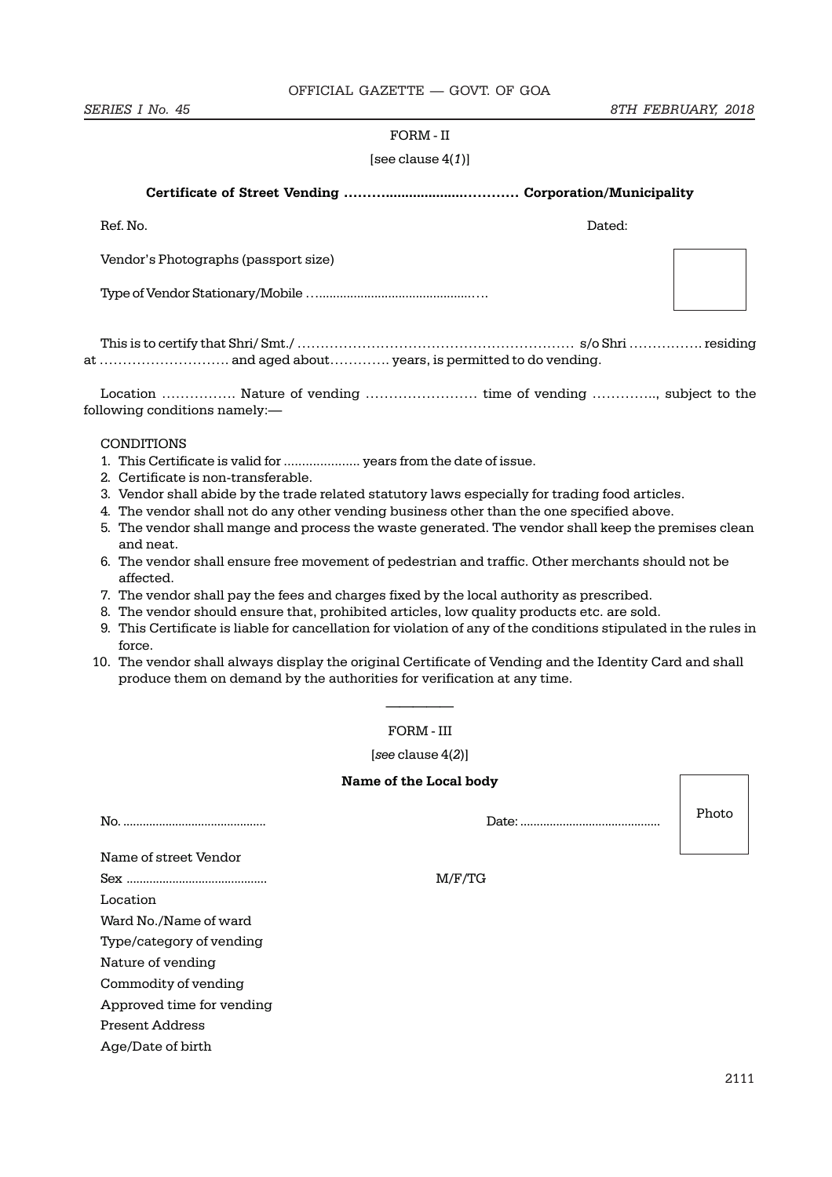FORM - II

[see clause 4(*1*)]

**Certificate of Street Vending ……….................…………. Corporation/Municipality**

Ref. No. Dated:

Vendor's Photographs (passport size)

Type of Vendor Stationary/Mobile ….............................................….

This is to certify that Shri/ Smt./ ………………………………………………….. s/o Shri ……………. residing at ………………………. and aged about…………. years, is permitted to do vending.

Location ……………. Nature of vending …………………… time of vending …………., subject to the following conditions namely:—

CONDITIONS

1. This Certificate is valid for ..................... years from the date of issue.
2. Certificate is non-transferable.
3. Vendor shall abide by the trade related statutory laws especially for trading food articles.
4. The vendor shall not do any other vending business other than the one specified above.
5. The vendor shall mange and process the waste generated. The vendor shall keep the premises clean and neat.
6. The vendor shall ensure free movement of pedestrian and traffic. Other merchants should not be affected.
7. The vendor shall pay the fees and charges fixed by the local authority as prescribed.
8. The vendor should ensure that, prohibited articles, low quality products etc. are sold.
9. This Certificate is liable for cancellation for violation of any of the conditions stipulated in the rules in force.
10. The vendor shall always display the original Certificate of Vending and the Identity Card and shall produce them on demand by the authorities for verification at any time.

---

FORM - III

[*see* clause 4(*2*)]

**Name of the Local body**

No. ........................................... Date: .......................................... Photo

Name of street Vendor

Sex .......................................... M/F/TG

Location

Ward No./Name of ward

Type/category of vending

Nature of vending

Commodity of vending

Approved time for vending

Present Address

Age/Date of birth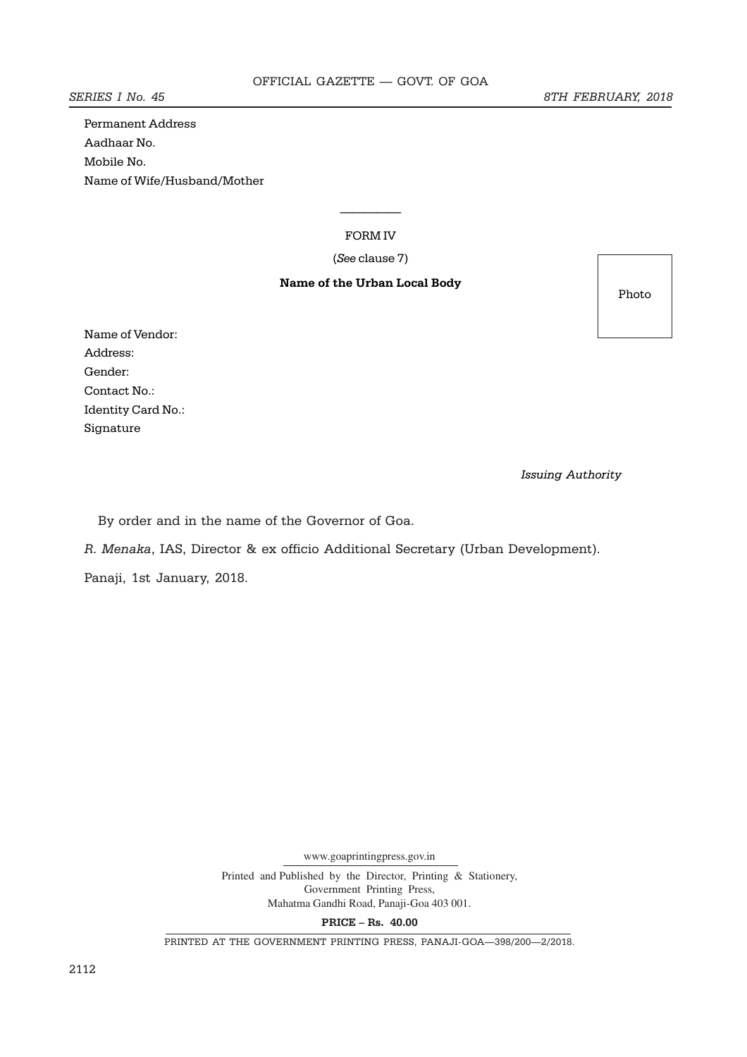Permanent Address

Aadhaar No.

Mobile No.

Name of Wife/Husband/Mother

---

FORM IV

(*See* clause 7)

**Name of the Urban Local Body**

Photo

Name of Vendor:

Address:

Gender:

Contact No.:

Identity Card No.:

Signature

*Issuing Authority*

By order and in the name of the Governor of Goa.

*R. Menaka*, IAS, Director & ex officio Additional Secretary (Urban Development).

Panaji, 1st January, 2018.

www.goaprintingpress.gov.in

Printed and Published by the Director, Printing & Stationery,
Government Printing Press,
Mahatma Gandhi Road, Panaji-Goa 403 001.

**PRICE – Rs. 40.00**

PRINTED AT THE GOVERNMENT PRINTING PRESS, PANAJI-GOA—398/200—2/2018.